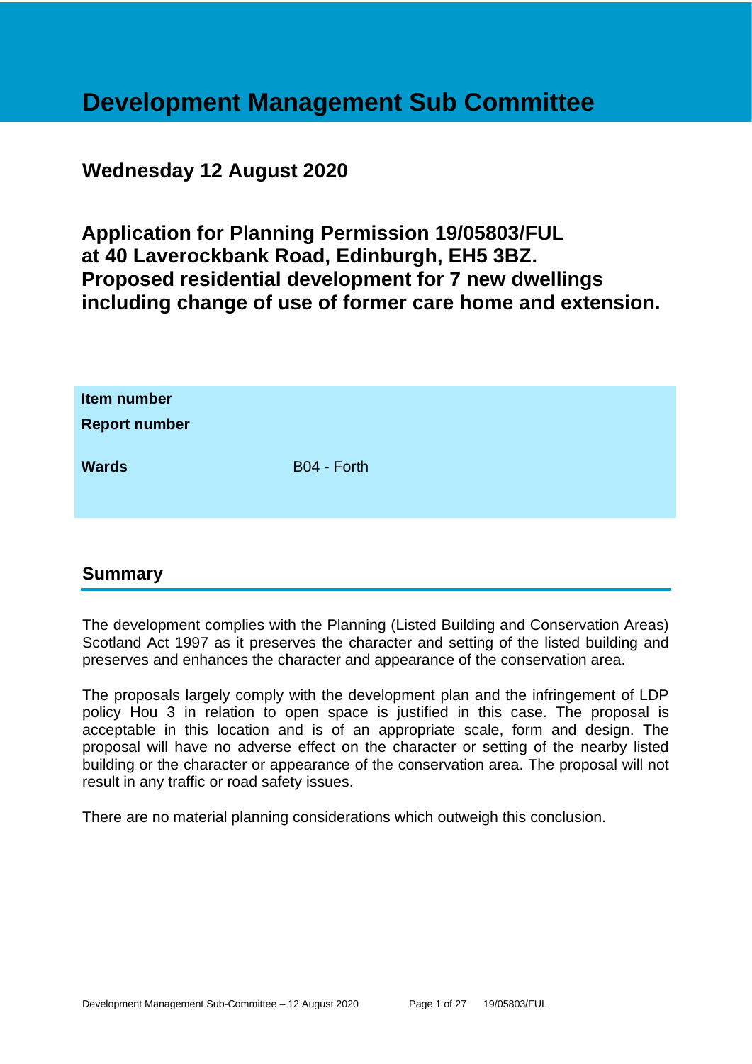# Development Management Sub Committee

## Wednesday 12 August 2020

## Application for Planning Permission 19/05803/FUL at 40 Laverockbank Road, Edinburgh, EH5 3BZ. Proposed residential development for 7 new dwellings including change of use of former care home and extension.

| | |
|---|---|
| **Item number** | |
| **Report number** | |
| **Wards** | B04 - Forth |

## Summary

The development complies with the Planning (Listed Building and Conservation Areas) Scotland Act 1997 as it preserves the character and setting of the listed building and preserves and enhances the character and appearance of the conservation area.

The proposals largely comply with the development plan and the infringement of LDP policy Hou 3 in relation to open space is justified in this case. The proposal is acceptable in this location and is of an appropriate scale, form and design. The proposal will have no adverse effect on the character or setting of the nearby listed building or the character or appearance of the conservation area. The proposal will not result in any traffic or road safety issues.

There are no material planning considerations which outweigh this conclusion.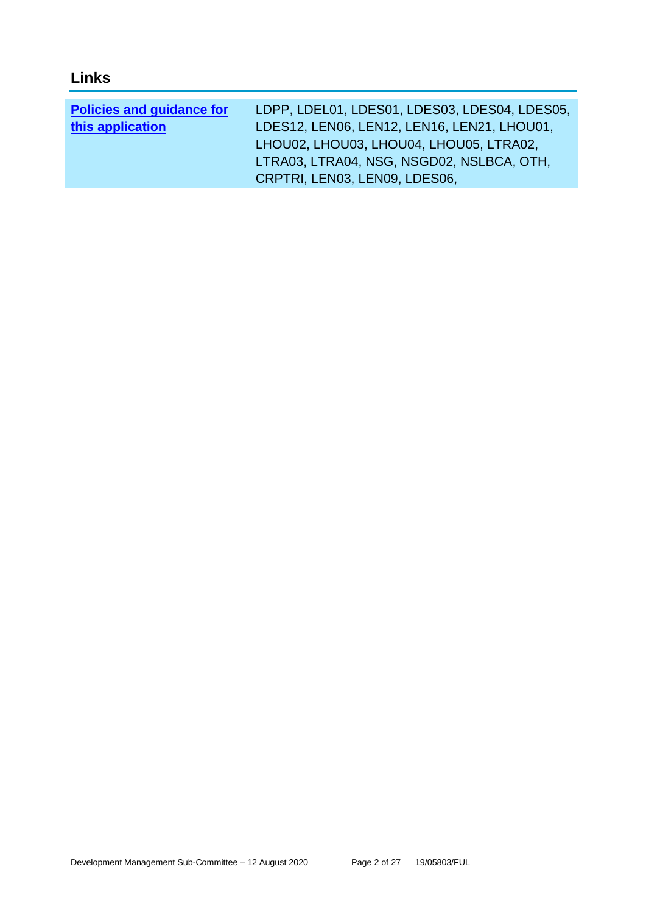## Links

| **[Policies and guidance for this application]** | LDPP, LDEL01, LDES01, LDES03, LDES04, LDES05, LDES12, LEN06, LEN12, LEN16, LEN21, LHOU01, LHOU02, LHOU03, LHOU04, LHOU05, LTRA02, LTRA03, LTRA04, NSG, NSGD02, NSLBCA, OTH, CRPTRI, LEN03, LEN09, LDES06, |
|---|---|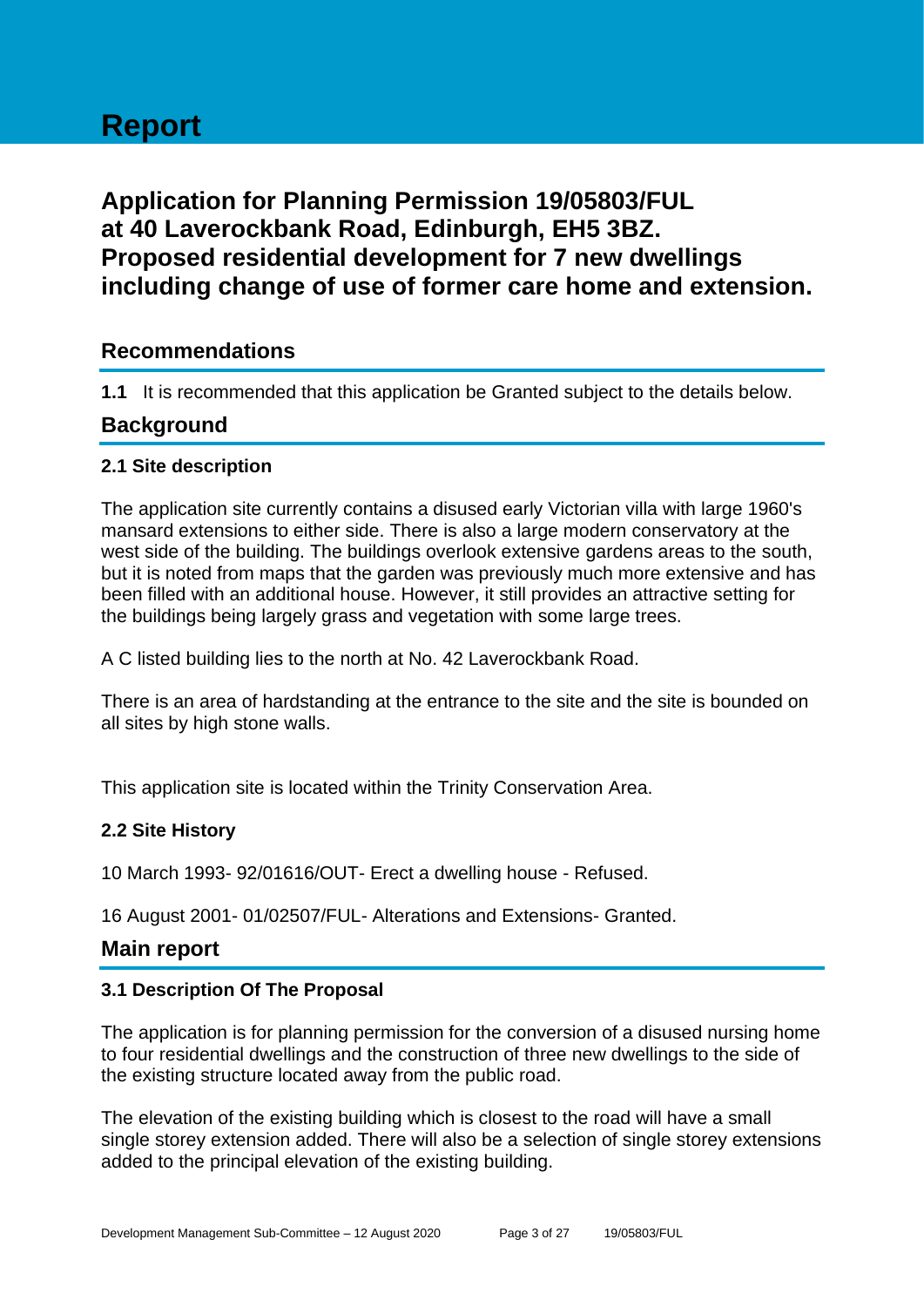# Report

## Application for Planning Permission 19/05803/FUL at 40 Laverockbank Road, Edinburgh, EH5 3BZ. Proposed residential development for 7 new dwellings including change of use of former care home and extension.

## Recommendations

**1.1** It is recommended that this application be Granted subject to the details below.

## Background

### 2.1 Site description

The application site currently contains a disused early Victorian villa with large 1960's mansard extensions to either side. There is also a large modern conservatory at the west side of the building. The buildings overlook extensive gardens areas to the south, but it is noted from maps that the garden was previously much more extensive and has been filled with an additional house. However, it still provides an attractive setting for the buildings being largely grass and vegetation with some large trees.

A C listed building lies to the north at No. 42 Laverockbank Road.

There is an area of hardstanding at the entrance to the site and the site is bounded on all sites by high stone walls.

This application site is located within the Trinity Conservation Area.

### 2.2 Site History

10 March 1993- 92/01616/OUT- Erect a dwelling house - Refused.

16 August 2001- 01/02507/FUL- Alterations and Extensions- Granted.

## Main report

### 3.1 Description Of The Proposal

The application is for planning permission for the conversion of a disused nursing home to four residential dwellings and the construction of three new dwellings to the side of the existing structure located away from the public road.

The elevation of the existing building which is closest to the road will have a small single storey extension added. There will also be a selection of single storey extensions added to the principal elevation of the existing building.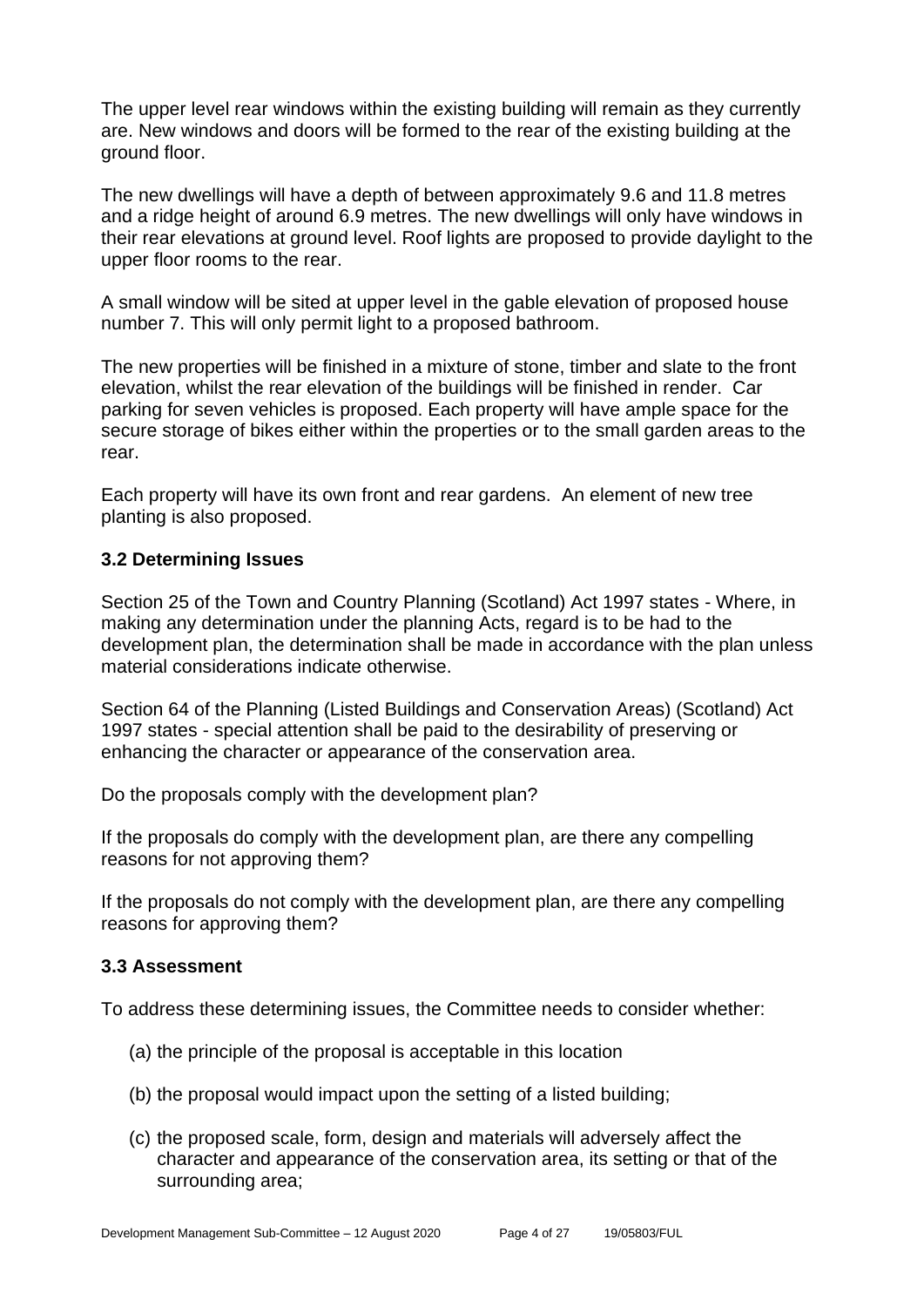The upper level rear windows within the existing building will remain as they currently are. New windows and doors will be formed to the rear of the existing building at the ground floor.

The new dwellings will have a depth of between approximately 9.6 and 11.8 metres and a ridge height of around 6.9 metres. The new dwellings will only have windows in their rear elevations at ground level. Roof lights are proposed to provide daylight to the upper floor rooms to the rear.

A small window will be sited at upper level in the gable elevation of proposed house number 7. This will only permit light to a proposed bathroom.

The new properties will be finished in a mixture of stone, timber and slate to the front elevation, whilst the rear elevation of the buildings will be finished in render. Car parking for seven vehicles is proposed. Each property will have ample space for the secure storage of bikes either within the properties or to the small garden areas to the rear.

Each property will have its own front and rear gardens. An element of new tree planting is also proposed.

### 3.2 Determining Issues

Section 25 of the Town and Country Planning (Scotland) Act 1997 states - Where, in making any determination under the planning Acts, regard is to be had to the development plan, the determination shall be made in accordance with the plan unless material considerations indicate otherwise.

Section 64 of the Planning (Listed Buildings and Conservation Areas) (Scotland) Act 1997 states - special attention shall be paid to the desirability of preserving or enhancing the character or appearance of the conservation area.

Do the proposals comply with the development plan?

If the proposals do comply with the development plan, are there any compelling reasons for not approving them?

If the proposals do not comply with the development plan, are there any compelling reasons for approving them?

### 3.3 Assessment

To address these determining issues, the Committee needs to consider whether:

(a) the principle of the proposal is acceptable in this location

(b) the proposal would impact upon the setting of a listed building;

(c) the proposed scale, form, design and materials will adversely affect the character and appearance of the conservation area, its setting or that of the surrounding area;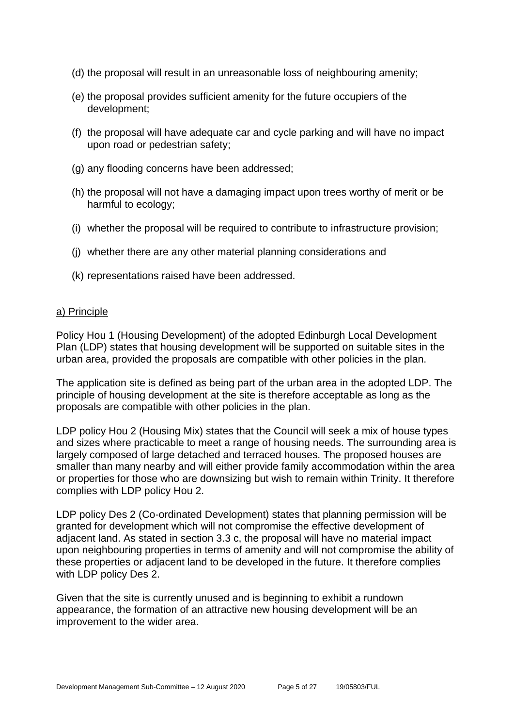(d) the proposal will result in an unreasonable loss of neighbouring amenity;

(e) the proposal provides sufficient amenity for the future occupiers of the development;

(f) the proposal will have adequate car and cycle parking and will have no impact upon road or pedestrian safety;

(g) any flooding concerns have been addressed;

(h) the proposal will not have a damaging impact upon trees worthy of merit or be harmful to ecology;

(i) whether the proposal will be required to contribute to infrastructure provision;

(j) whether there are any other material planning considerations and

(k) representations raised have been addressed.

a) Principle

Policy Hou 1 (Housing Development) of the adopted Edinburgh Local Development Plan (LDP) states that housing development will be supported on suitable sites in the urban area, provided the proposals are compatible with other policies in the plan.

The application site is defined as being part of the urban area in the adopted LDP. The principle of housing development at the site is therefore acceptable as long as the proposals are compatible with other policies in the plan.

LDP policy Hou 2 (Housing Mix) states that the Council will seek a mix of house types and sizes where practicable to meet a range of housing needs. The surrounding area is largely composed of large detached and terraced houses. The proposed houses are smaller than many nearby and will either provide family accommodation within the area or properties for those who are downsizing but wish to remain within Trinity. It therefore complies with LDP policy Hou 2.

LDP policy Des 2 (Co-ordinated Development) states that planning permission will be granted for development which will not compromise the effective development of adjacent land. As stated in section 3.3 c, the proposal will have no material impact upon neighbouring properties in terms of amenity and will not compromise the ability of these properties or adjacent land to be developed in the future. It therefore complies with LDP policy Des 2.

Given that the site is currently unused and is beginning to exhibit a rundown appearance, the formation of an attractive new housing development will be an improvement to the wider area.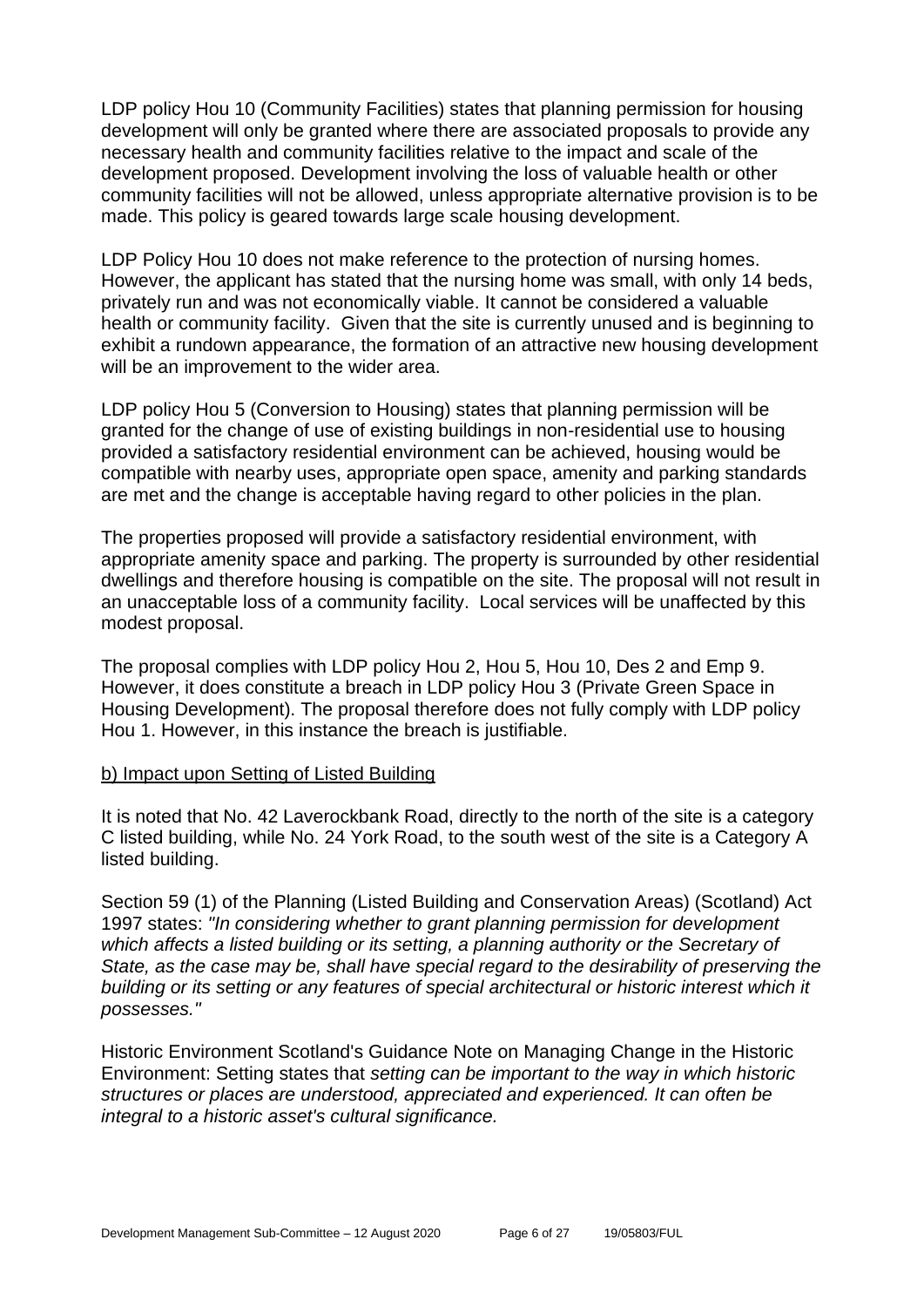LDP policy Hou 10 (Community Facilities) states that planning permission for housing development will only be granted where there are associated proposals to provide any necessary health and community facilities relative to the impact and scale of the development proposed. Development involving the loss of valuable health or other community facilities will not be allowed, unless appropriate alternative provision is to be made. This policy is geared towards large scale housing development.

LDP Policy Hou 10 does not make reference to the protection of nursing homes. However, the applicant has stated that the nursing home was small, with only 14 beds, privately run and was not economically viable. It cannot be considered a valuable health or community facility. Given that the site is currently unused and is beginning to exhibit a rundown appearance, the formation of an attractive new housing development will be an improvement to the wider area.

LDP policy Hou 5 (Conversion to Housing) states that planning permission will be granted for the change of use of existing buildings in non-residential use to housing provided a satisfactory residential environment can be achieved, housing would be compatible with nearby uses, appropriate open space, amenity and parking standards are met and the change is acceptable having regard to other policies in the plan.

The properties proposed will provide a satisfactory residential environment, with appropriate amenity space and parking. The property is surrounded by other residential dwellings and therefore housing is compatible on the site. The proposal will not result in an unacceptable loss of a community facility. Local services will be unaffected by this modest proposal.

The proposal complies with LDP policy Hou 2, Hou 5, Hou 10, Des 2 and Emp 9. However, it does constitute a breach in LDP policy Hou 3 (Private Green Space in Housing Development). The proposal therefore does not fully comply with LDP policy Hou 1. However, in this instance the breach is justifiable.

b) Impact upon Setting of Listed Building

It is noted that No. 42 Laverockbank Road, directly to the north of the site is a category C listed building, while No. 24 York Road, to the south west of the site is a Category A listed building.

Section 59 (1) of the Planning (Listed Building and Conservation Areas) (Scotland) Act 1997 states: *"In considering whether to grant planning permission for development which affects a listed building or its setting, a planning authority or the Secretary of State, as the case may be, shall have special regard to the desirability of preserving the building or its setting or any features of special architectural or historic interest which it possesses."*

Historic Environment Scotland's Guidance Note on Managing Change in the Historic Environment: Setting states that *setting can be important to the way in which historic structures or places are understood, appreciated and experienced. It can often be integral to a historic asset's cultural significance.*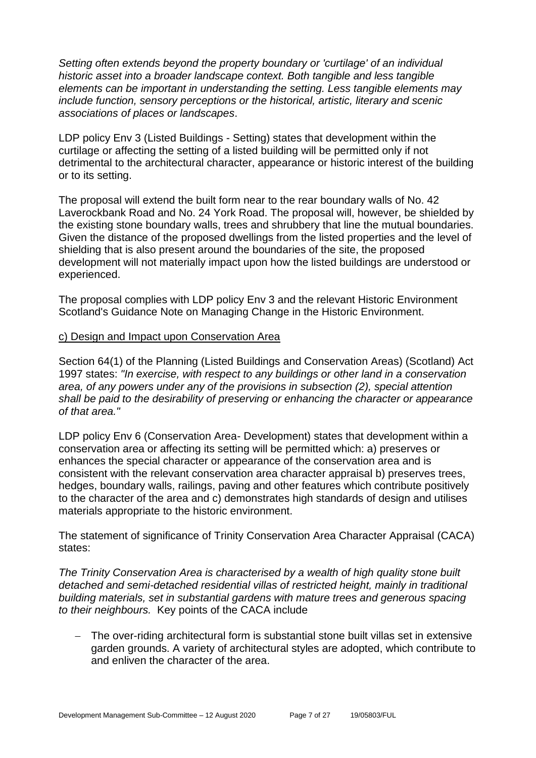*Setting often extends beyond the property boundary or 'curtilage' of an individual historic asset into a broader landscape context. Both tangible and less tangible elements can be important in understanding the setting. Less tangible elements may include function, sensory perceptions or the historical, artistic, literary and scenic associations of places or landscapes*.

LDP policy Env 3 (Listed Buildings - Setting) states that development within the curtilage or affecting the setting of a listed building will be permitted only if not detrimental to the architectural character, appearance or historic interest of the building or to its setting.

The proposal will extend the built form near to the rear boundary walls of No. 42 Laverockbank Road and No. 24 York Road. The proposal will, however, be shielded by the existing stone boundary walls, trees and shrubbery that line the mutual boundaries. Given the distance of the proposed dwellings from the listed properties and the level of shielding that is also present around the boundaries of the site, the proposed development will not materially impact upon how the listed buildings are understood or experienced.

The proposal complies with LDP policy Env 3 and the relevant Historic Environment Scotland's Guidance Note on Managing Change in the Historic Environment.

<u>c) Design and Impact upon Conservation Area</u>

Section 64(1) of the Planning (Listed Buildings and Conservation Areas) (Scotland) Act 1997 states: *"In exercise, with respect to any buildings or other land in a conservation area, of any powers under any of the provisions in subsection (2), special attention shall be paid to the desirability of preserving or enhancing the character or appearance of that area."*

LDP policy Env 6 (Conservation Area- Development) states that development within a conservation area or affecting its setting will be permitted which: a) preserves or enhances the special character or appearance of the conservation area and is consistent with the relevant conservation area character appraisal b) preserves trees, hedges, boundary walls, railings, paving and other features which contribute positively to the character of the area and c) demonstrates high standards of design and utilises materials appropriate to the historic environment.

The statement of significance of Trinity Conservation Area Character Appraisal (CACA) states:

*The Trinity Conservation Area is characterised by a wealth of high quality stone built detached and semi-detached residential villas of restricted height, mainly in traditional building materials, set in substantial gardens with mature trees and generous spacing to their neighbours.* Key points of the CACA include

- The over-riding architectural form is substantial stone built villas set in extensive garden grounds. A variety of architectural styles are adopted, which contribute to and enliven the character of the area.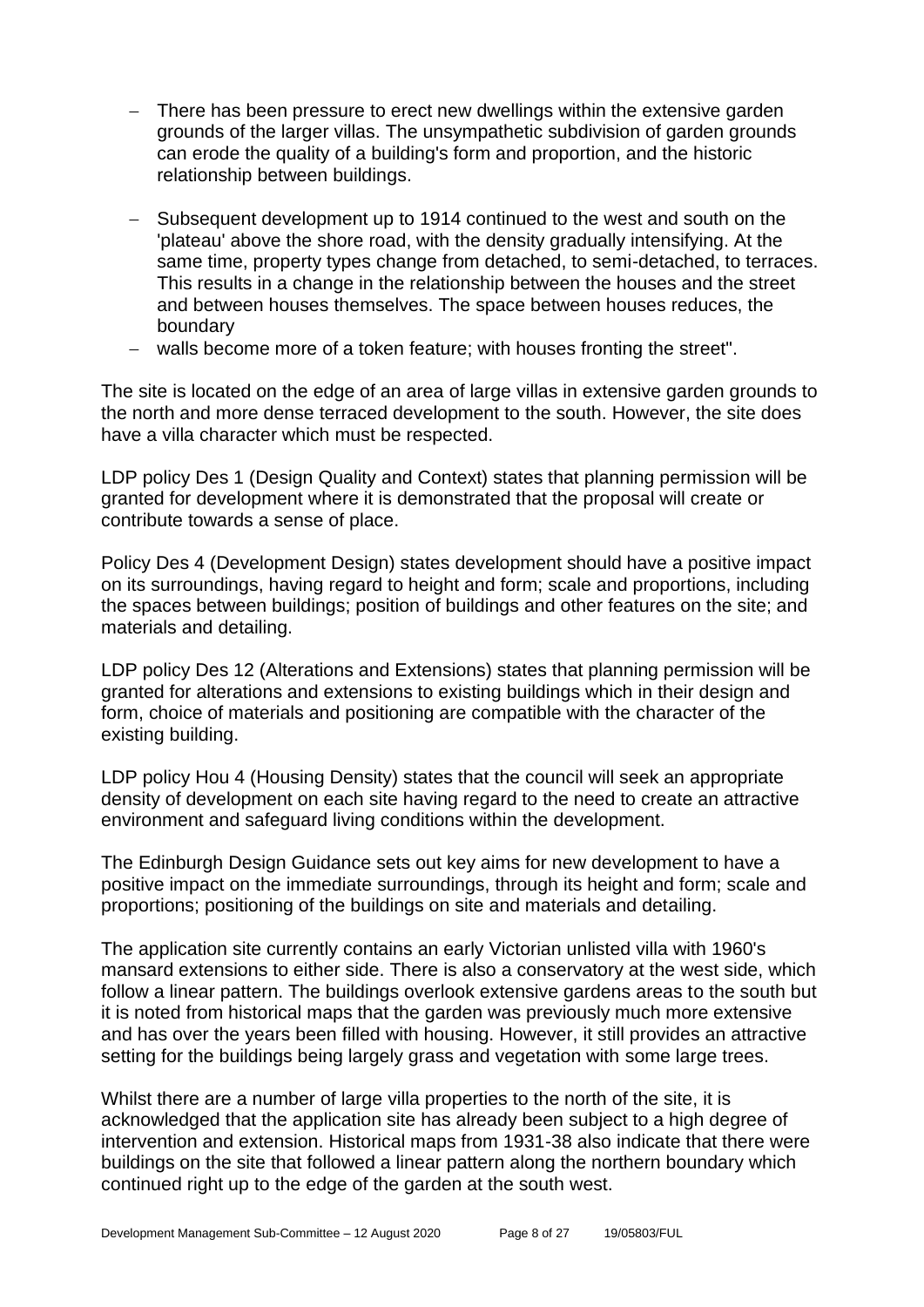- There has been pressure to erect new dwellings within the extensive garden grounds of the larger villas. The unsympathetic subdivision of garden grounds can erode the quality of a building's form and proportion, and the historic relationship between buildings.

- Subsequent development up to 1914 continued to the west and south on the 'plateau' above the shore road, with the density gradually intensifying. At the same time, property types change from detached, to semi-detached, to terraces. This results in a change in the relationship between the houses and the street and between houses themselves. The space between houses reduces, the boundary
- walls become more of a token feature; with houses fronting the street".

The site is located on the edge of an area of large villas in extensive garden grounds to the north and more dense terraced development to the south. However, the site does have a villa character which must be respected.

LDP policy Des 1 (Design Quality and Context) states that planning permission will be granted for development where it is demonstrated that the proposal will create or contribute towards a sense of place.

Policy Des 4 (Development Design) states development should have a positive impact on its surroundings, having regard to height and form; scale and proportions, including the spaces between buildings; position of buildings and other features on the site; and materials and detailing.

LDP policy Des 12 (Alterations and Extensions) states that planning permission will be granted for alterations and extensions to existing buildings which in their design and form, choice of materials and positioning are compatible with the character of the existing building.

LDP policy Hou 4 (Housing Density) states that the council will seek an appropriate density of development on each site having regard to the need to create an attractive environment and safeguard living conditions within the development.

The Edinburgh Design Guidance sets out key aims for new development to have a positive impact on the immediate surroundings, through its height and form; scale and proportions; positioning of the buildings on site and materials and detailing.

The application site currently contains an early Victorian unlisted villa with 1960's mansard extensions to either side. There is also a conservatory at the west side, which follow a linear pattern. The buildings overlook extensive gardens areas to the south but it is noted from historical maps that the garden was previously much more extensive and has over the years been filled with housing. However, it still provides an attractive setting for the buildings being largely grass and vegetation with some large trees.

Whilst there are a number of large villa properties to the north of the site, it is acknowledged that the application site has already been subject to a high degree of intervention and extension. Historical maps from 1931-38 also indicate that there were buildings on the site that followed a linear pattern along the northern boundary which continued right up to the edge of the garden at the south west.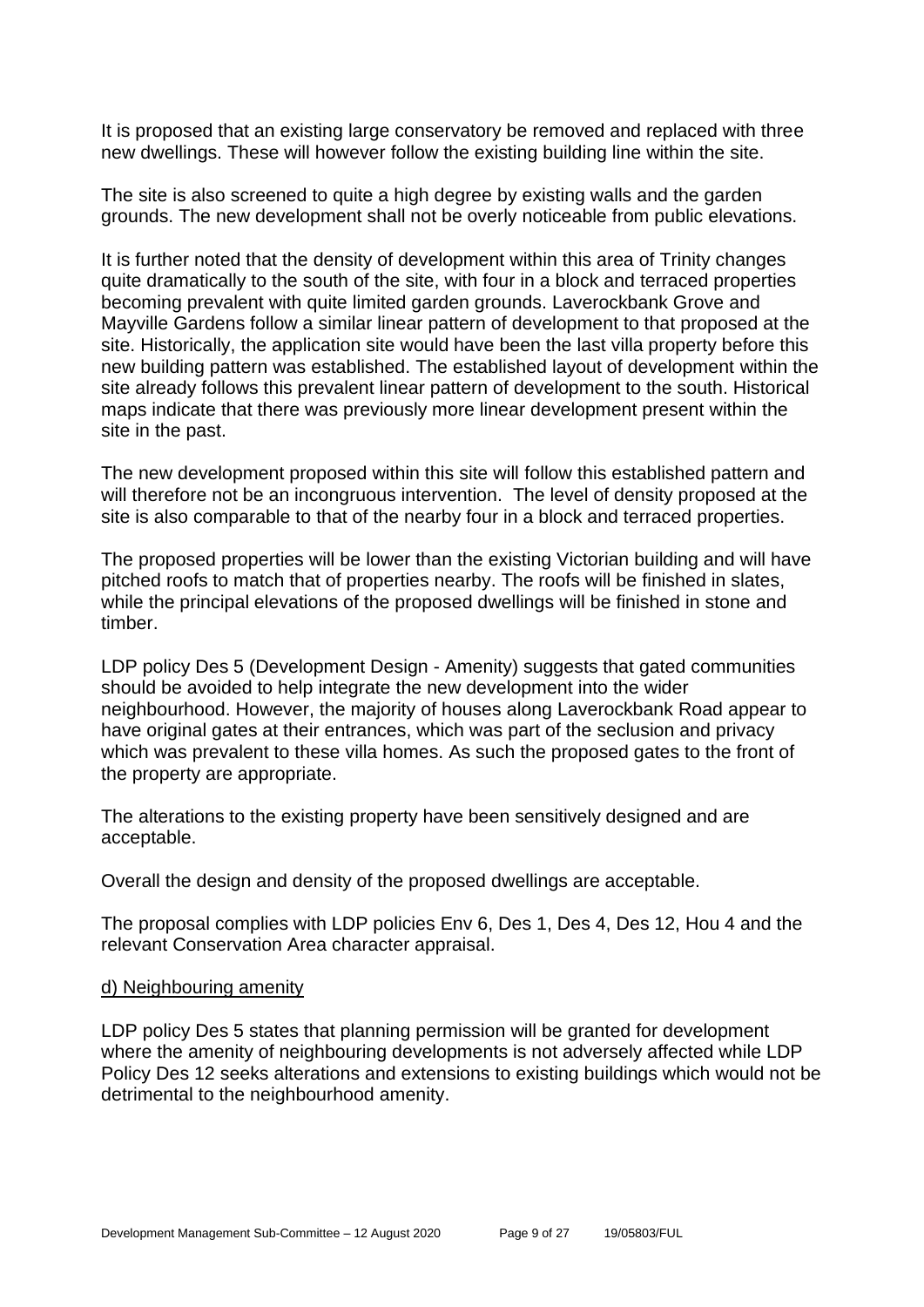It is proposed that an existing large conservatory be removed and replaced with three new dwellings. These will however follow the existing building line within the site.

The site is also screened to quite a high degree by existing walls and the garden grounds. The new development shall not be overly noticeable from public elevations.

It is further noted that the density of development within this area of Trinity changes quite dramatically to the south of the site, with four in a block and terraced properties becoming prevalent with quite limited garden grounds. Laverockbank Grove and Mayville Gardens follow a similar linear pattern of development to that proposed at the site. Historically, the application site would have been the last villa property before this new building pattern was established. The established layout of development within the site already follows this prevalent linear pattern of development to the south. Historical maps indicate that there was previously more linear development present within the site in the past.

The new development proposed within this site will follow this established pattern and will therefore not be an incongruous intervention. The level of density proposed at the site is also comparable to that of the nearby four in a block and terraced properties.

The proposed properties will be lower than the existing Victorian building and will have pitched roofs to match that of properties nearby. The roofs will be finished in slates, while the principal elevations of the proposed dwellings will be finished in stone and timber.

LDP policy Des 5 (Development Design - Amenity) suggests that gated communities should be avoided to help integrate the new development into the wider neighbourhood. However, the majority of houses along Laverockbank Road appear to have original gates at their entrances, which was part of the seclusion and privacy which was prevalent to these villa homes. As such the proposed gates to the front of the property are appropriate.

The alterations to the existing property have been sensitively designed and are acceptable.

Overall the design and density of the proposed dwellings are acceptable.

The proposal complies with LDP policies Env 6, Des 1, Des 4, Des 12, Hou 4 and the relevant Conservation Area character appraisal.

d) Neighbouring amenity

LDP policy Des 5 states that planning permission will be granted for development where the amenity of neighbouring developments is not adversely affected while LDP Policy Des 12 seeks alterations and extensions to existing buildings which would not be detrimental to the neighbourhood amenity.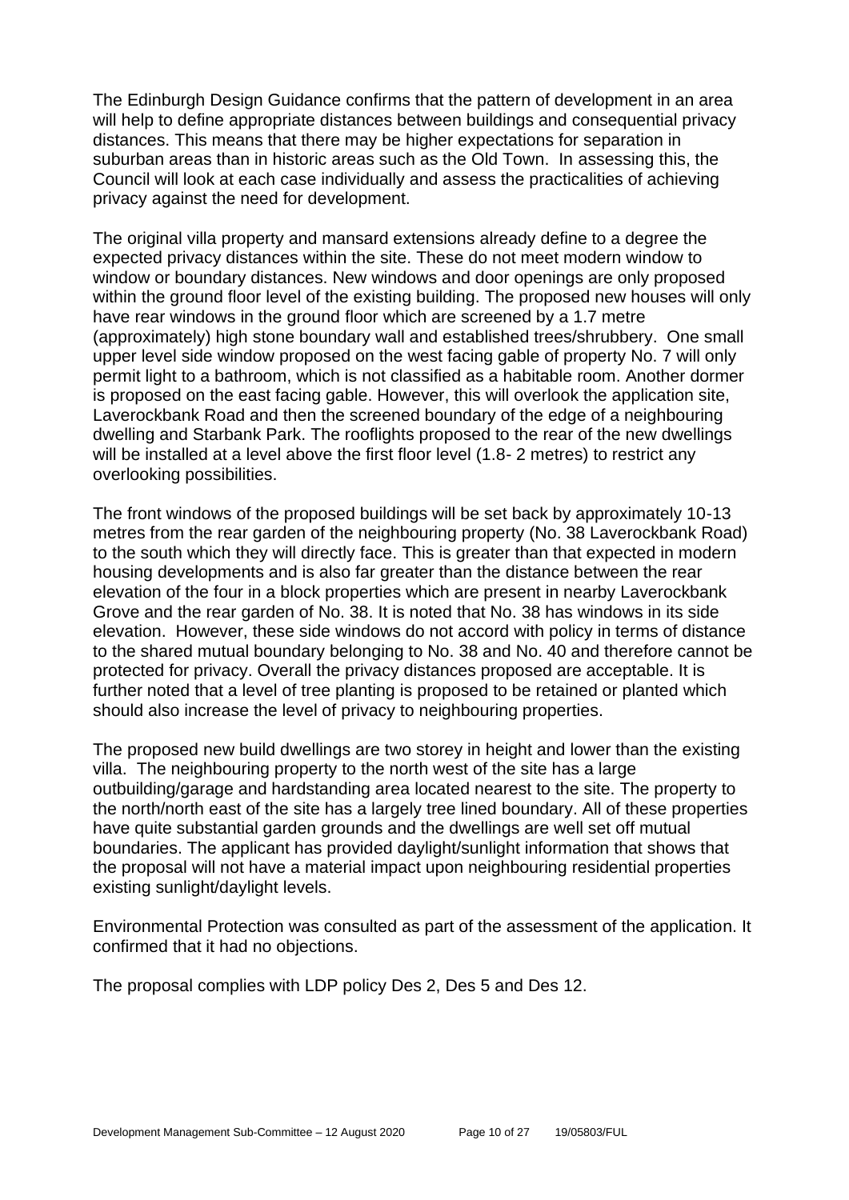The Edinburgh Design Guidance confirms that the pattern of development in an area will help to define appropriate distances between buildings and consequential privacy distances. This means that there may be higher expectations for separation in suburban areas than in historic areas such as the Old Town. In assessing this, the Council will look at each case individually and assess the practicalities of achieving privacy against the need for development.

The original villa property and mansard extensions already define to a degree the expected privacy distances within the site. These do not meet modern window to window or boundary distances. New windows and door openings are only proposed within the ground floor level of the existing building. The proposed new houses will only have rear windows in the ground floor which are screened by a 1.7 metre (approximately) high stone boundary wall and established trees/shrubbery. One small upper level side window proposed on the west facing gable of property No. 7 will only permit light to a bathroom, which is not classified as a habitable room. Another dormer is proposed on the east facing gable. However, this will overlook the application site, Laverockbank Road and then the screened boundary of the edge of a neighbouring dwelling and Starbank Park. The rooflights proposed to the rear of the new dwellings will be installed at a level above the first floor level (1.8- 2 metres) to restrict any overlooking possibilities.

The front windows of the proposed buildings will be set back by approximately 10-13 metres from the rear garden of the neighbouring property (No. 38 Laverockbank Road) to the south which they will directly face. This is greater than that expected in modern housing developments and is also far greater than the distance between the rear elevation of the four in a block properties which are present in nearby Laverockbank Grove and the rear garden of No. 38. It is noted that No. 38 has windows in its side elevation. However, these side windows do not accord with policy in terms of distance to the shared mutual boundary belonging to No. 38 and No. 40 and therefore cannot be protected for privacy. Overall the privacy distances proposed are acceptable. It is further noted that a level of tree planting is proposed to be retained or planted which should also increase the level of privacy to neighbouring properties.

The proposed new build dwellings are two storey in height and lower than the existing villa. The neighbouring property to the north west of the site has a large outbuilding/garage and hardstanding area located nearest to the site. The property to the north/north east of the site has a largely tree lined boundary. All of these properties have quite substantial garden grounds and the dwellings are well set off mutual boundaries. The applicant has provided daylight/sunlight information that shows that the proposal will not have a material impact upon neighbouring residential properties existing sunlight/daylight levels.

Environmental Protection was consulted as part of the assessment of the application. It confirmed that it had no objections.

The proposal complies with LDP policy Des 2, Des 5 and Des 12.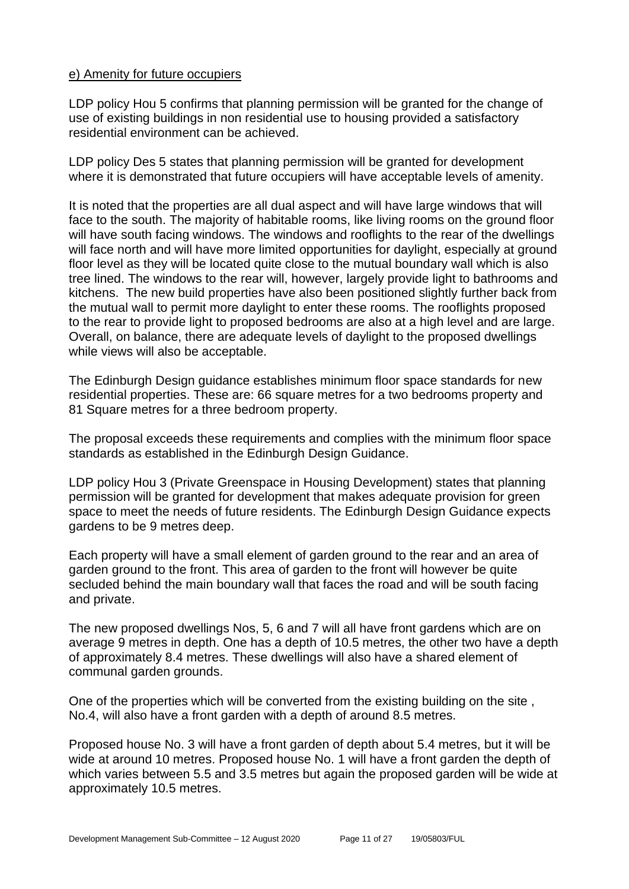e) Amenity for future occupiers

LDP policy Hou 5 confirms that planning permission will be granted for the change of use of existing buildings in non residential use to housing provided a satisfactory residential environment can be achieved.

LDP policy Des 5 states that planning permission will be granted for development where it is demonstrated that future occupiers will have acceptable levels of amenity.

It is noted that the properties are all dual aspect and will have large windows that will face to the south. The majority of habitable rooms, like living rooms on the ground floor will have south facing windows. The windows and rooflights to the rear of the dwellings will face north and will have more limited opportunities for daylight, especially at ground floor level as they will be located quite close to the mutual boundary wall which is also tree lined. The windows to the rear will, however, largely provide light to bathrooms and kitchens. The new build properties have also been positioned slightly further back from the mutual wall to permit more daylight to enter these rooms. The rooflights proposed to the rear to provide light to proposed bedrooms are also at a high level and are large. Overall, on balance, there are adequate levels of daylight to the proposed dwellings while views will also be acceptable.

The Edinburgh Design guidance establishes minimum floor space standards for new residential properties. These are: 66 square metres for a two bedrooms property and 81 Square metres for a three bedroom property.

The proposal exceeds these requirements and complies with the minimum floor space standards as established in the Edinburgh Design Guidance.

LDP policy Hou 3 (Private Greenspace in Housing Development) states that planning permission will be granted for development that makes adequate provision for green space to meet the needs of future residents. The Edinburgh Design Guidance expects gardens to be 9 metres deep.

Each property will have a small element of garden ground to the rear and an area of garden ground to the front. This area of garden to the front will however be quite secluded behind the main boundary wall that faces the road and will be south facing and private.

The new proposed dwellings Nos, 5, 6 and 7 will all have front gardens which are on average 9 metres in depth. One has a depth of 10.5 metres, the other two have a depth of approximately 8.4 metres. These dwellings will also have a shared element of communal garden grounds.

One of the properties which will be converted from the existing building on the site , No.4, will also have a front garden with a depth of around 8.5 metres.

Proposed house No. 3 will have a front garden of depth about 5.4 metres, but it will be wide at around 10 metres. Proposed house No. 1 will have a front garden the depth of which varies between 5.5 and 3.5 metres but again the proposed garden will be wide at approximately 10.5 metres.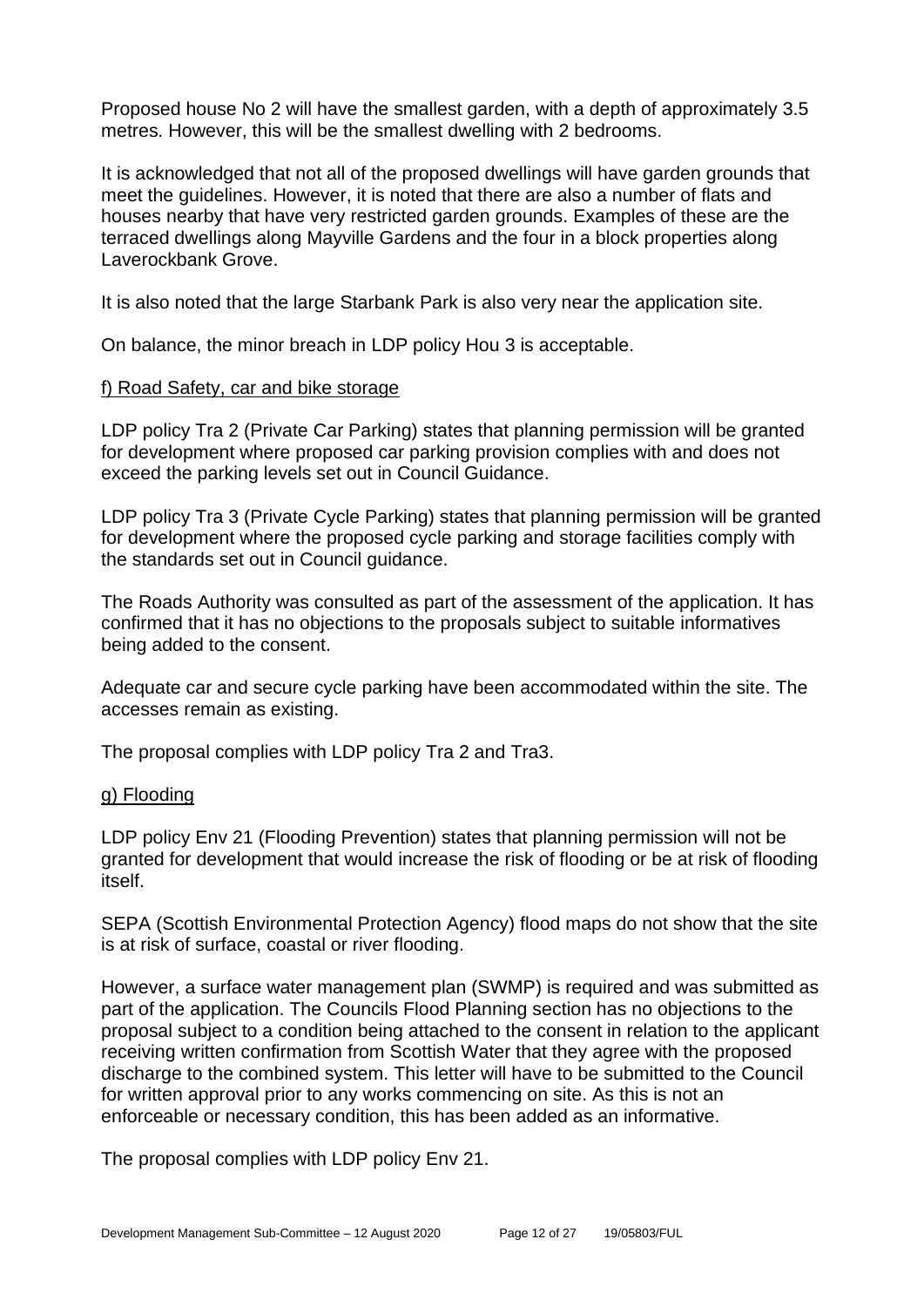Proposed house No 2 will have the smallest garden, with a depth of approximately 3.5 metres. However, this will be the smallest dwelling with 2 bedrooms.

It is acknowledged that not all of the proposed dwellings will have garden grounds that meet the guidelines. However, it is noted that there are also a number of flats and houses nearby that have very restricted garden grounds. Examples of these are the terraced dwellings along Mayville Gardens and the four in a block properties along Laverockbank Grove.

It is also noted that the large Starbank Park is also very near the application site.

On balance, the minor breach in LDP policy Hou 3 is acceptable.

f) Road Safety, car and bike storage

LDP policy Tra 2 (Private Car Parking) states that planning permission will be granted for development where proposed car parking provision complies with and does not exceed the parking levels set out in Council Guidance.

LDP policy Tra 3 (Private Cycle Parking) states that planning permission will be granted for development where the proposed cycle parking and storage facilities comply with the standards set out in Council guidance.

The Roads Authority was consulted as part of the assessment of the application. It has confirmed that it has no objections to the proposals subject to suitable informatives being added to the consent.

Adequate car and secure cycle parking have been accommodated within the site. The accesses remain as existing.

The proposal complies with LDP policy Tra 2 and Tra3.

g) Flooding

LDP policy Env 21 (Flooding Prevention) states that planning permission will not be granted for development that would increase the risk of flooding or be at risk of flooding itself.

SEPA (Scottish Environmental Protection Agency) flood maps do not show that the site is at risk of surface, coastal or river flooding.

However, a surface water management plan (SWMP) is required and was submitted as part of the application. The Councils Flood Planning section has no objections to the proposal subject to a condition being attached to the consent in relation to the applicant receiving written confirmation from Scottish Water that they agree with the proposed discharge to the combined system. This letter will have to be submitted to the Council for written approval prior to any works commencing on site. As this is not an enforceable or necessary condition, this has been added as an informative.

The proposal complies with LDP policy Env 21.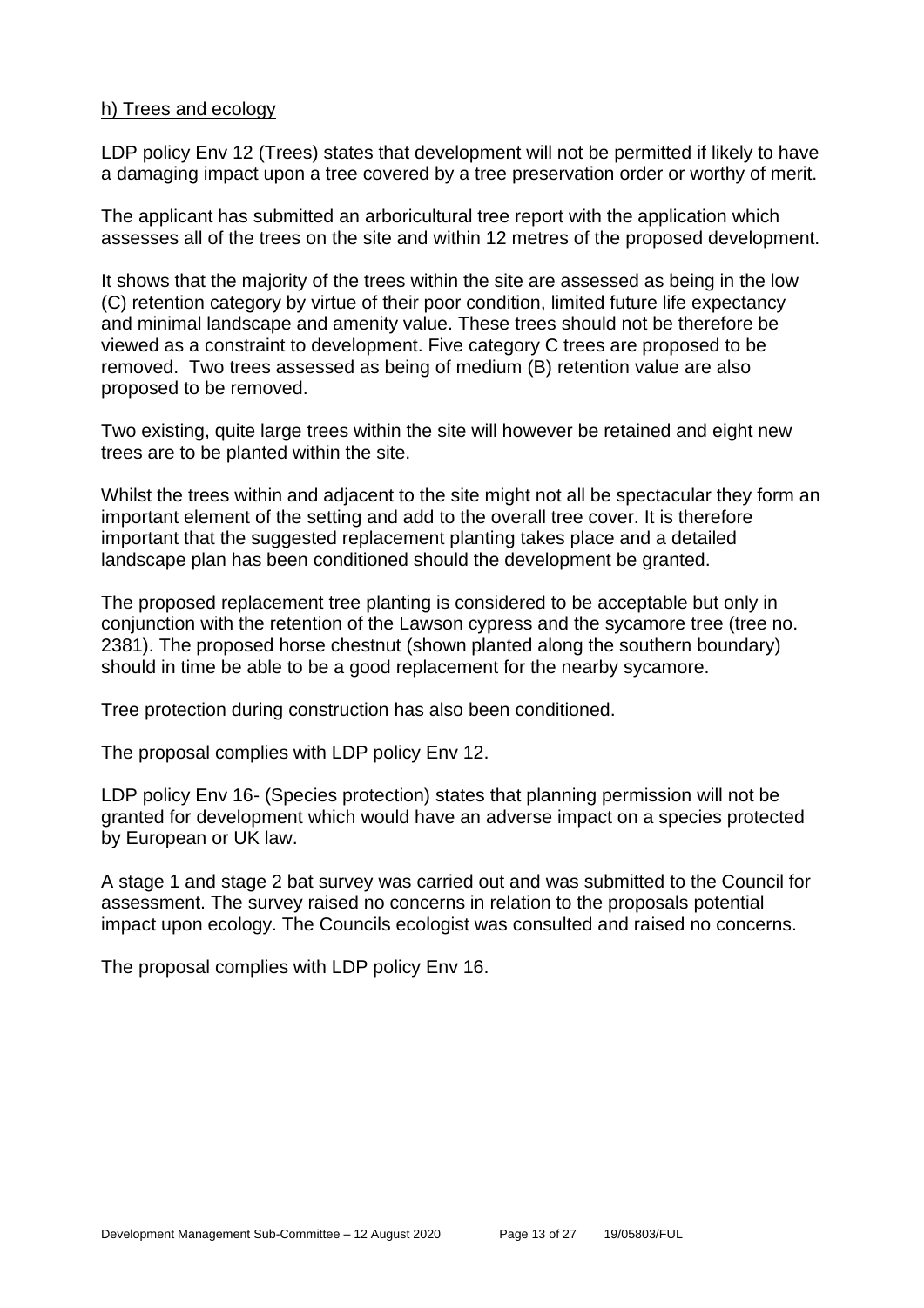h) Trees and ecology

LDP policy Env 12 (Trees) states that development will not be permitted if likely to have a damaging impact upon a tree covered by a tree preservation order or worthy of merit.

The applicant has submitted an arboricultural tree report with the application which assesses all of the trees on the site and within 12 metres of the proposed development.

It shows that the majority of the trees within the site are assessed as being in the low (C) retention category by virtue of their poor condition, limited future life expectancy and minimal landscape and amenity value. These trees should not be therefore be viewed as a constraint to development. Five category C trees are proposed to be removed. Two trees assessed as being of medium (B) retention value are also proposed to be removed.

Two existing, quite large trees within the site will however be retained and eight new trees are to be planted within the site.

Whilst the trees within and adjacent to the site might not all be spectacular they form an important element of the setting and add to the overall tree cover. It is therefore important that the suggested replacement planting takes place and a detailed landscape plan has been conditioned should the development be granted.

The proposed replacement tree planting is considered to be acceptable but only in conjunction with the retention of the Lawson cypress and the sycamore tree (tree no. 2381). The proposed horse chestnut (shown planted along the southern boundary) should in time be able to be a good replacement for the nearby sycamore.

Tree protection during construction has also been conditioned.

The proposal complies with LDP policy Env 12.

LDP policy Env 16- (Species protection) states that planning permission will not be granted for development which would have an adverse impact on a species protected by European or UK law.

A stage 1 and stage 2 bat survey was carried out and was submitted to the Council for assessment. The survey raised no concerns in relation to the proposals potential impact upon ecology. The Councils ecologist was consulted and raised no concerns.

The proposal complies with LDP policy Env 16.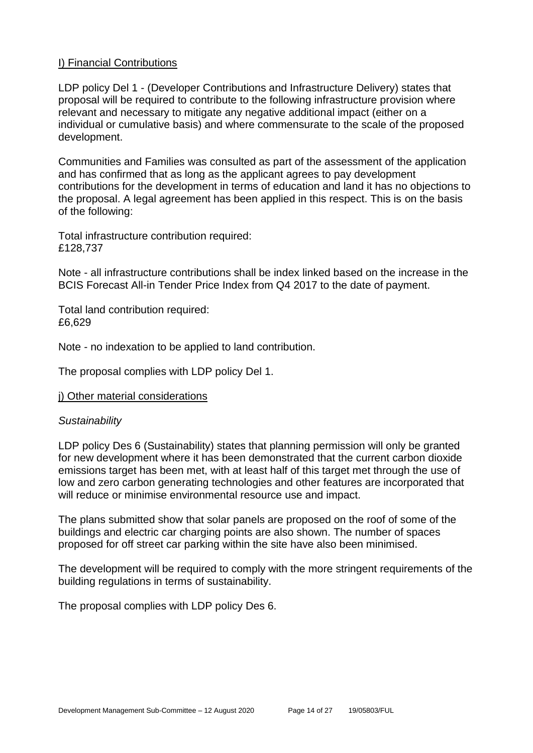## I) Financial Contributions

LDP policy Del 1 - (Developer Contributions and Infrastructure Delivery) states that proposal will be required to contribute to the following infrastructure provision where relevant and necessary to mitigate any negative additional impact (either on a individual or cumulative basis) and where commensurate to the scale of the proposed development.

Communities and Families was consulted as part of the assessment of the application and has confirmed that as long as the applicant agrees to pay development contributions for the development in terms of education and land it has no objections to the proposal. A legal agreement has been applied in this respect. This is on the basis of the following:

Total infrastructure contribution required:
£128,737

Note - all infrastructure contributions shall be index linked based on the increase in the BCIS Forecast All-in Tender Price Index from Q4 2017 to the date of payment.

Total land contribution required:
£6,629

Note - no indexation to be applied to land contribution.

The proposal complies with LDP policy Del 1.

## j) Other material considerations

*Sustainability*

LDP policy Des 6 (Sustainability) states that planning permission will only be granted for new development where it has been demonstrated that the current carbon dioxide emissions target has been met, with at least half of this target met through the use of low and zero carbon generating technologies and other features are incorporated that will reduce or minimise environmental resource use and impact.

The plans submitted show that solar panels are proposed on the roof of some of the buildings and electric car charging points are also shown. The number of spaces proposed for off street car parking within the site have also been minimised.

The development will be required to comply with the more stringent requirements of the building regulations in terms of sustainability.

The proposal complies with LDP policy Des 6.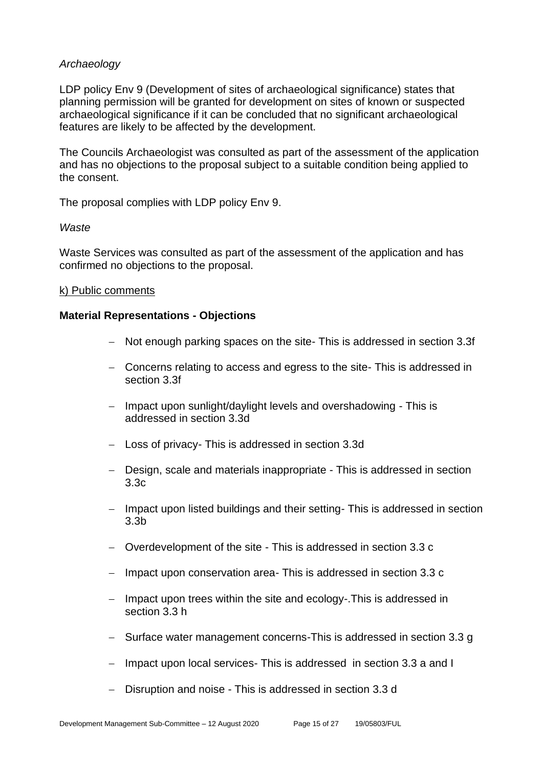*Archaeology*

LDP policy Env 9 (Development of sites of archaeological significance) states that planning permission will be granted for development on sites of known or suspected archaeological significance if it can be concluded that no significant archaeological features are likely to be affected by the development.

The Councils Archaeologist was consulted as part of the assessment of the application and has no objections to the proposal subject to a suitable condition being applied to the consent.

The proposal complies with LDP policy Env 9.

*Waste*

Waste Services was consulted as part of the assessment of the application and has confirmed no objections to the proposal.

<u>k) Public comments</u>

**Material Representations - Objections**

- Not enough parking spaces on the site- This is addressed in section 3.3f
- Concerns relating to access and egress to the site- This is addressed in section 3.3f
- Impact upon sunlight/daylight levels and overshadowing - This is addressed in section 3.3d
- Loss of privacy- This is addressed in section 3.3d
- Design, scale and materials inappropriate - This is addressed in section 3.3c
- Impact upon listed buildings and their setting- This is addressed in section 3.3b
- Overdevelopment of the site - This is addressed in section 3.3 c
- Impact upon conservation area- This is addressed in section 3.3 c
- Impact upon trees within the site and ecology-.This is addressed in section 3.3 h
- Surface water management concerns-This is addressed in section 3.3 g
- Impact upon local services- This is addressed in section 3.3 a and I
- Disruption and noise - This is addressed in section 3.3 d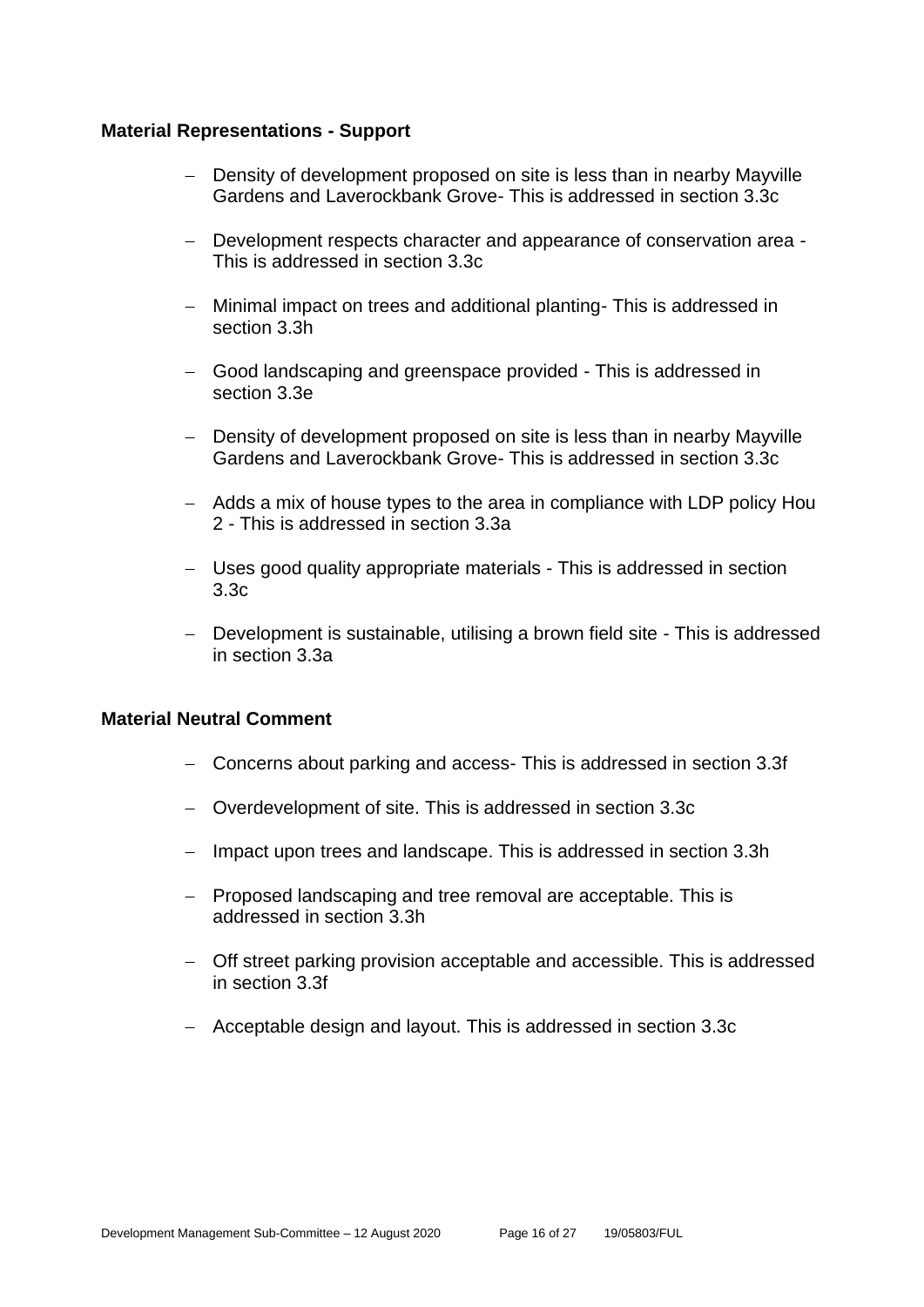**Material Representations - Support**

- Density of development proposed on site is less than in nearby Mayville Gardens and Laverockbank Grove- This is addressed in section 3.3c
- Development respects character and appearance of conservation area - This is addressed in section 3.3c
- Minimal impact on trees and additional planting- This is addressed in section 3.3h
- Good landscaping and greenspace provided - This is addressed in section 3.3e
- Density of development proposed on site is less than in nearby Mayville Gardens and Laverockbank Grove- This is addressed in section 3.3c
- Adds a mix of house types to the area in compliance with LDP policy Hou 2 - This is addressed in section 3.3a
- Uses good quality appropriate materials - This is addressed in section 3.3c
- Development is sustainable, utilising a brown field site - This is addressed in section 3.3a

**Material Neutral Comment**

- Concerns about parking and access- This is addressed in section 3.3f
- Overdevelopment of site. This is addressed in section 3.3c
- Impact upon trees and landscape. This is addressed in section 3.3h
- Proposed landscaping and tree removal are acceptable. This is addressed in section 3.3h
- Off street parking provision acceptable and accessible. This is addressed in section 3.3f
- Acceptable design and layout. This is addressed in section 3.3c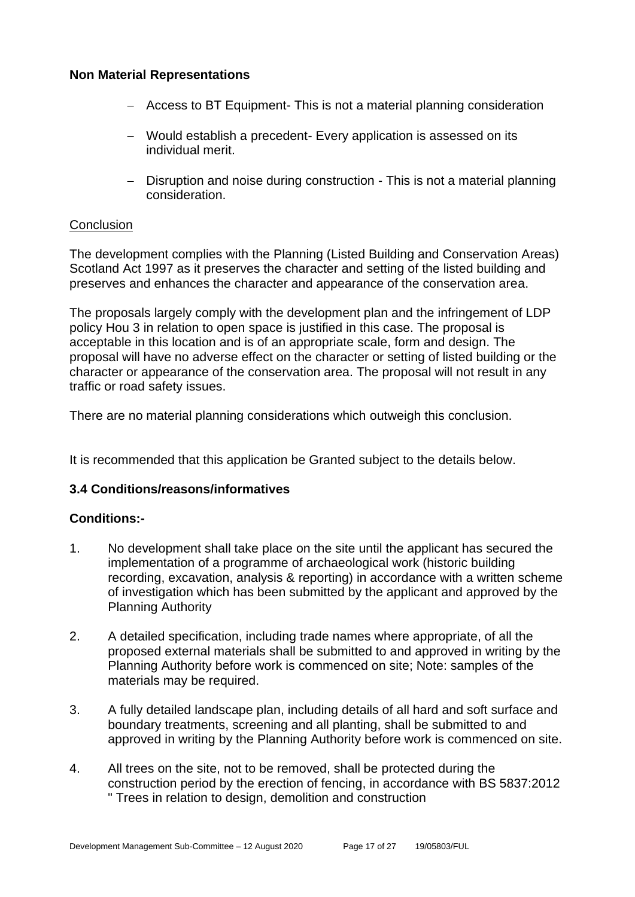**Non Material Representations**

- Access to BT Equipment- This is not a material planning consideration
- Would establish a precedent- Every application is assessed on its individual merit.
- Disruption and noise during construction - This is not a material planning consideration.

Conclusion

The development complies with the Planning (Listed Building and Conservation Areas) Scotland Act 1997 as it preserves the character and setting of the listed building and preserves and enhances the character and appearance of the conservation area.

The proposals largely comply with the development plan and the infringement of LDP policy Hou 3 in relation to open space is justified in this case. The proposal is acceptable in this location and is of an appropriate scale, form and design. The proposal will have no adverse effect on the character or setting of listed building or the character or appearance of the conservation area. The proposal will not result in any traffic or road safety issues.

There are no material planning considerations which outweigh this conclusion.

It is recommended that this application be Granted subject to the details below.

**3.4 Conditions/reasons/informatives**

**Conditions:-**

1. No development shall take place on the site until the applicant has secured the implementation of a programme of archaeological work (historic building recording, excavation, analysis & reporting) in accordance with a written scheme of investigation which has been submitted by the applicant and approved by the Planning Authority
2. A detailed specification, including trade names where appropriate, of all the proposed external materials shall be submitted to and approved in writing by the Planning Authority before work is commenced on site; Note: samples of the materials may be required.
3. A fully detailed landscape plan, including details of all hard and soft surface and boundary treatments, screening and all planting, shall be submitted to and approved in writing by the Planning Authority before work is commenced on site.
4. All trees on the site, not to be removed, shall be protected during the construction period by the erection of fencing, in accordance with BS 5837:2012 " Trees in relation to design, demolition and construction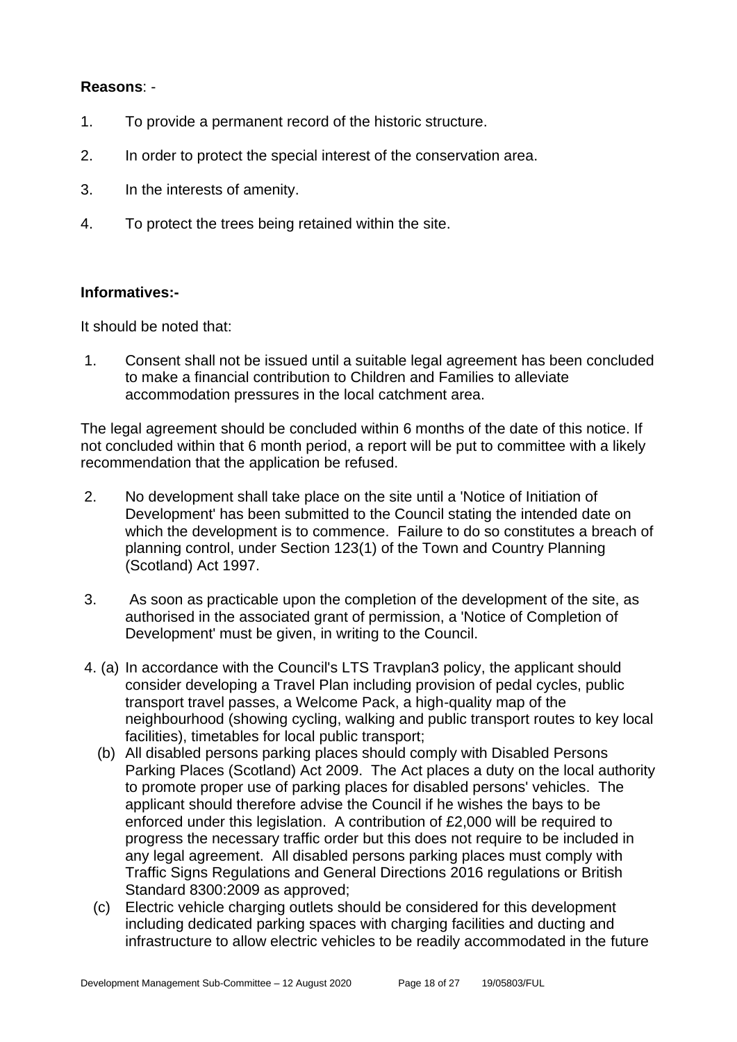**Reasons**: -

1. To provide a permanent record of the historic structure.

2. In order to protect the special interest of the conservation area.

3. In the interests of amenity.

4. To protect the trees being retained within the site.

**Informatives:-**

It should be noted that:

1. Consent shall not be issued until a suitable legal agreement has been concluded to make a financial contribution to Children and Families to alleviate accommodation pressures in the local catchment area.

The legal agreement should be concluded within 6 months of the date of this notice. If not concluded within that 6 month period, a report will be put to committee with a likely recommendation that the application be refused.

2. No development shall take place on the site until a 'Notice of Initiation of Development' has been submitted to the Council stating the intended date on which the development is to commence. Failure to do so constitutes a breach of planning control, under Section 123(1) of the Town and Country Planning (Scotland) Act 1997.

3. As soon as practicable upon the completion of the development of the site, as authorised in the associated grant of permission, a 'Notice of Completion of Development' must be given, in writing to the Council.

4. (a) In accordance with the Council's LTS Travplan3 policy, the applicant should consider developing a Travel Plan including provision of pedal cycles, public transport travel passes, a Welcome Pack, a high-quality map of the neighbourhood (showing cycling, walking and public transport routes to key local facilities), timetables for local public transport;

   (b) All disabled persons parking places should comply with Disabled Persons Parking Places (Scotland) Act 2009. The Act places a duty on the local authority to promote proper use of parking places for disabled persons' vehicles. The applicant should therefore advise the Council if he wishes the bays to be enforced under this legislation. A contribution of £2,000 will be required to progress the necessary traffic order but this does not require to be included in any legal agreement. All disabled persons parking places must comply with Traffic Signs Regulations and General Directions 2016 regulations or British Standard 8300:2009 as approved;

   (c) Electric vehicle charging outlets should be considered for this development including dedicated parking spaces with charging facilities and ducting and infrastructure to allow electric vehicles to be readily accommodated in the future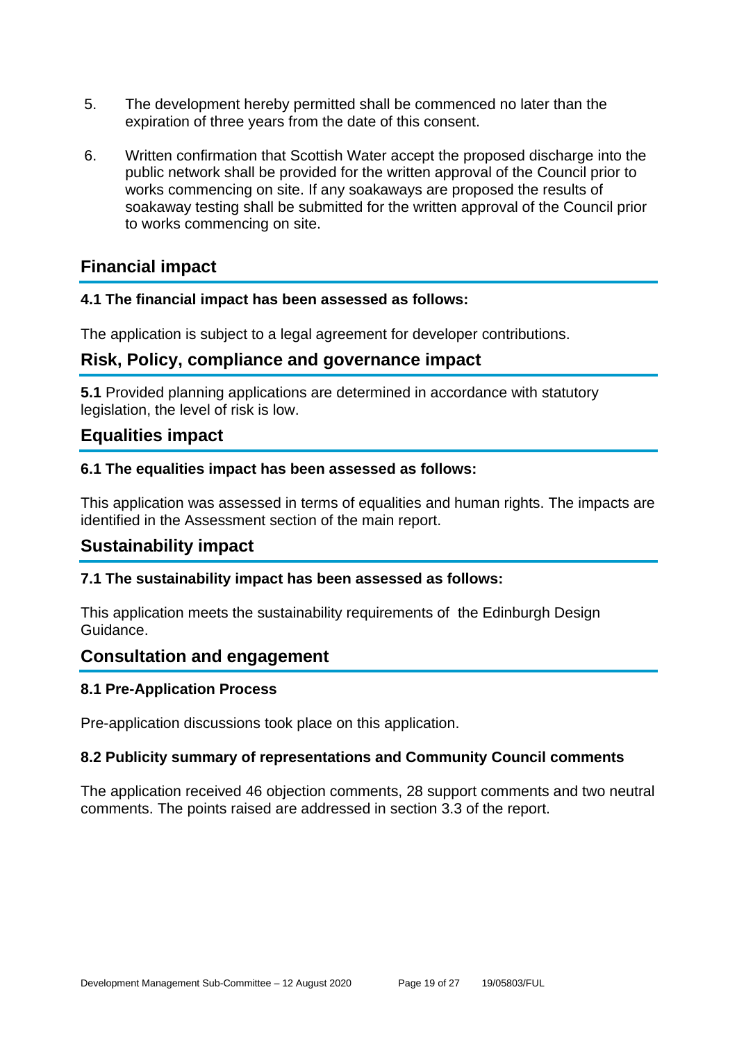5. The development hereby permitted shall be commenced no later than the expiration of three years from the date of this consent.

6. Written confirmation that Scottish Water accept the proposed discharge into the public network shall be provided for the written approval of the Council prior to works commencing on site. If any soakaways are proposed the results of soakaway testing shall be submitted for the written approval of the Council prior to works commencing on site.

## Financial impact

### 4.1 The financial impact has been assessed as follows:

The application is subject to a legal agreement for developer contributions.

## Risk, Policy, compliance and governance impact

**5.1** Provided planning applications are determined in accordance with statutory legislation, the level of risk is low.

## Equalities impact

### 6.1 The equalities impact has been assessed as follows:

This application was assessed in terms of equalities and human rights. The impacts are identified in the Assessment section of the main report.

## Sustainability impact

### 7.1 The sustainability impact has been assessed as follows:

This application meets the sustainability requirements of the Edinburgh Design Guidance.

## Consultation and engagement

### 8.1 Pre-Application Process

Pre-application discussions took place on this application.

### 8.2 Publicity summary of representations and Community Council comments

The application received 46 objection comments, 28 support comments and two neutral comments. The points raised are addressed in section 3.3 of the report.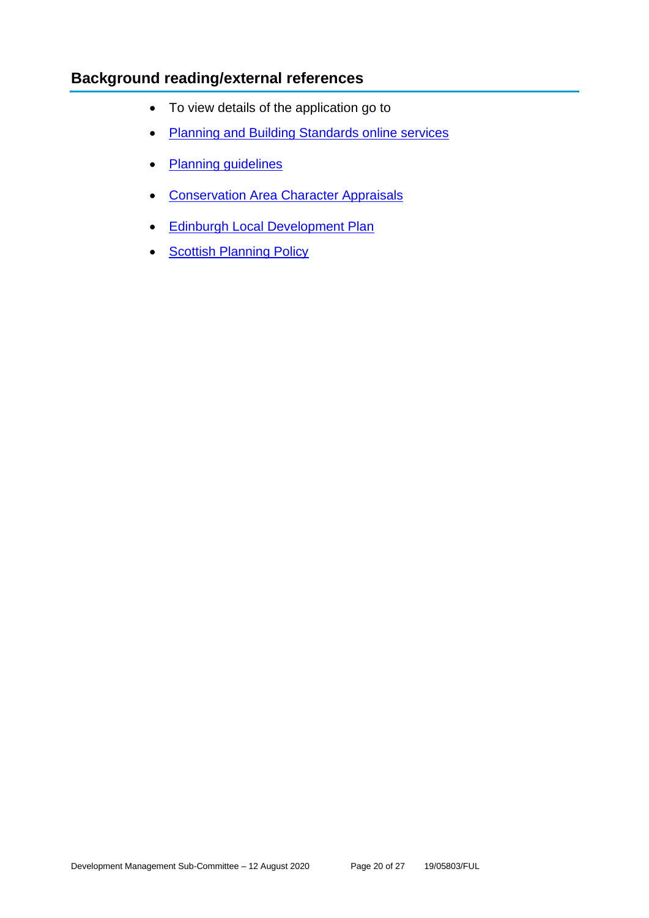## Background reading/external references

- To view details of the application go to
- Planning and Building Standards online services
- Planning guidelines
- Conservation Area Character Appraisals
- Edinburgh Local Development Plan
- Scottish Planning Policy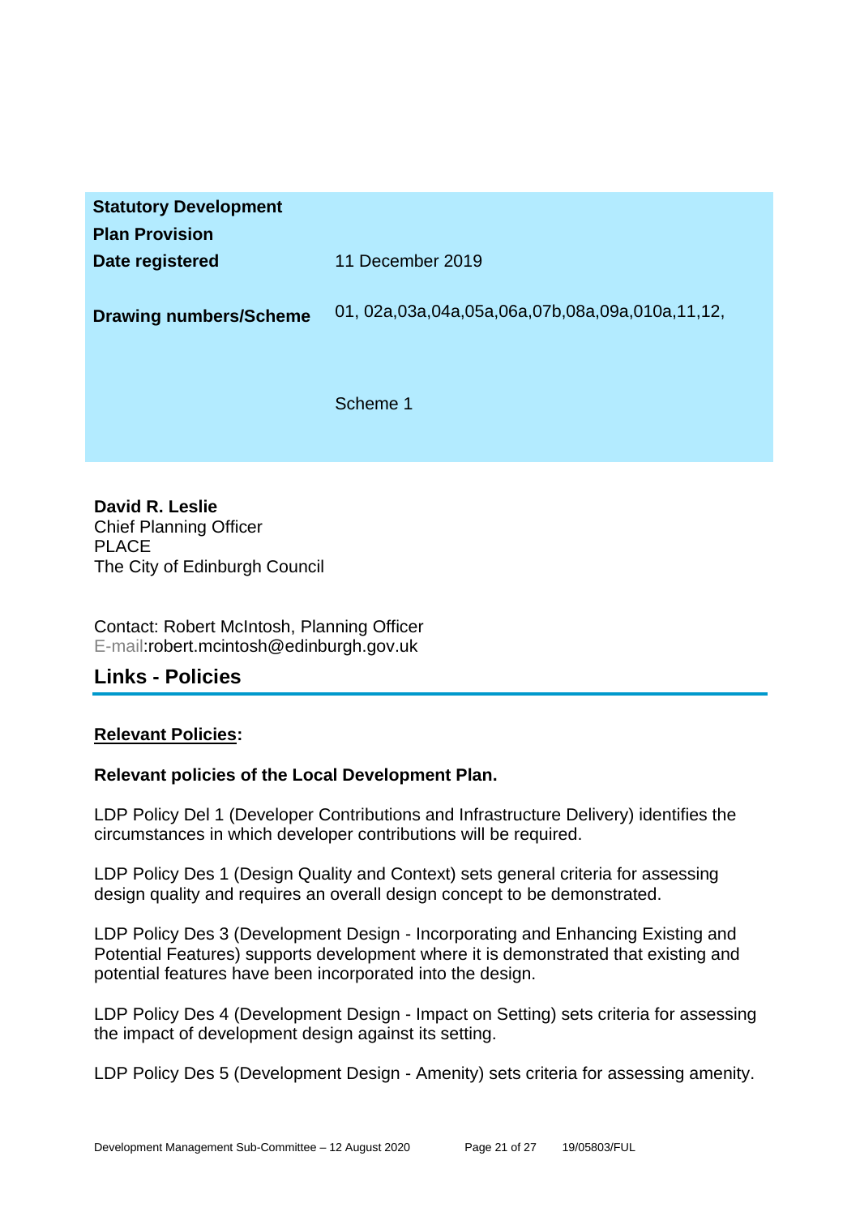| | |
|---|---|
| **Statutory Development Plan Provision** | |
| **Date registered** | 11 December 2019 |
| **Drawing numbers/Scheme** | 01, 02a,03a,04a,05a,06a,07b,08a,09a,010a,11,12,<br><br>Scheme 1 |

**David R. Leslie**
Chief Planning Officer
PLACE
The City of Edinburgh Council

Contact: Robert McIntosh, Planning Officer
E-mail:robert.mcintosh@edinburgh.gov.uk

## Links - Policies

**Relevant Policies:**

**Relevant policies of the Local Development Plan.**

LDP Policy Del 1 (Developer Contributions and Infrastructure Delivery) identifies the circumstances in which developer contributions will be required.

LDP Policy Des 1 (Design Quality and Context) sets general criteria for assessing design quality and requires an overall design concept to be demonstrated.

LDP Policy Des 3 (Development Design - Incorporating and Enhancing Existing and Potential Features) supports development where it is demonstrated that existing and potential features have been incorporated into the design.

LDP Policy Des 4 (Development Design - Impact on Setting) sets criteria for assessing the impact of development design against its setting.

LDP Policy Des 5 (Development Design - Amenity) sets criteria for assessing amenity.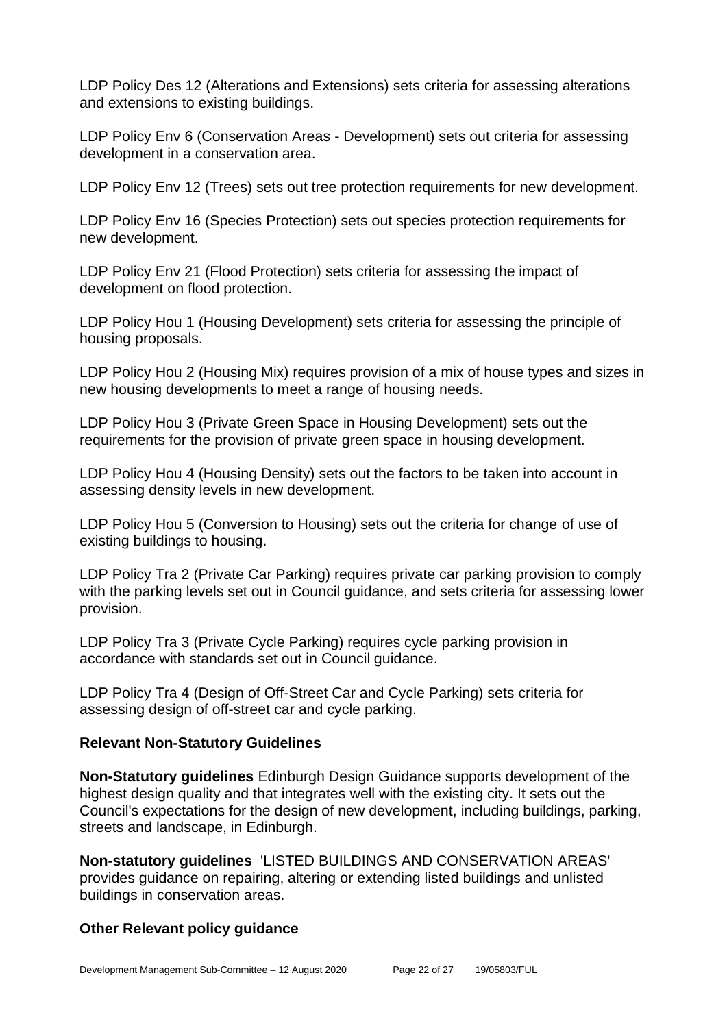LDP Policy Des 12 (Alterations and Extensions) sets criteria for assessing alterations and extensions to existing buildings.

LDP Policy Env 6 (Conservation Areas - Development) sets out criteria for assessing development in a conservation area.

LDP Policy Env 12 (Trees) sets out tree protection requirements for new development.

LDP Policy Env 16 (Species Protection) sets out species protection requirements for new development.

LDP Policy Env 21 (Flood Protection) sets criteria for assessing the impact of development on flood protection.

LDP Policy Hou 1 (Housing Development) sets criteria for assessing the principle of housing proposals.

LDP Policy Hou 2 (Housing Mix) requires provision of a mix of house types and sizes in new housing developments to meet a range of housing needs.

LDP Policy Hou 3 (Private Green Space in Housing Development) sets out the requirements for the provision of private green space in housing development.

LDP Policy Hou 4 (Housing Density) sets out the factors to be taken into account in assessing density levels in new development.

LDP Policy Hou 5 (Conversion to Housing) sets out the criteria for change of use of existing buildings to housing.

LDP Policy Tra 2 (Private Car Parking) requires private car parking provision to comply with the parking levels set out in Council guidance, and sets criteria for assessing lower provision.

LDP Policy Tra 3 (Private Cycle Parking) requires cycle parking provision in accordance with standards set out in Council guidance.

LDP Policy Tra 4 (Design of Off-Street Car and Cycle Parking) sets criteria for assessing design of off-street car and cycle parking.

### Relevant Non-Statutory Guidelines

**Non-Statutory guidelines** Edinburgh Design Guidance supports development of the highest design quality and that integrates well with the existing city. It sets out the Council's expectations for the design of new development, including buildings, parking, streets and landscape, in Edinburgh.

**Non-statutory guidelines** 'LISTED BUILDINGS AND CONSERVATION AREAS' provides guidance on repairing, altering or extending listed buildings and unlisted buildings in conservation areas.

### Other Relevant policy guidance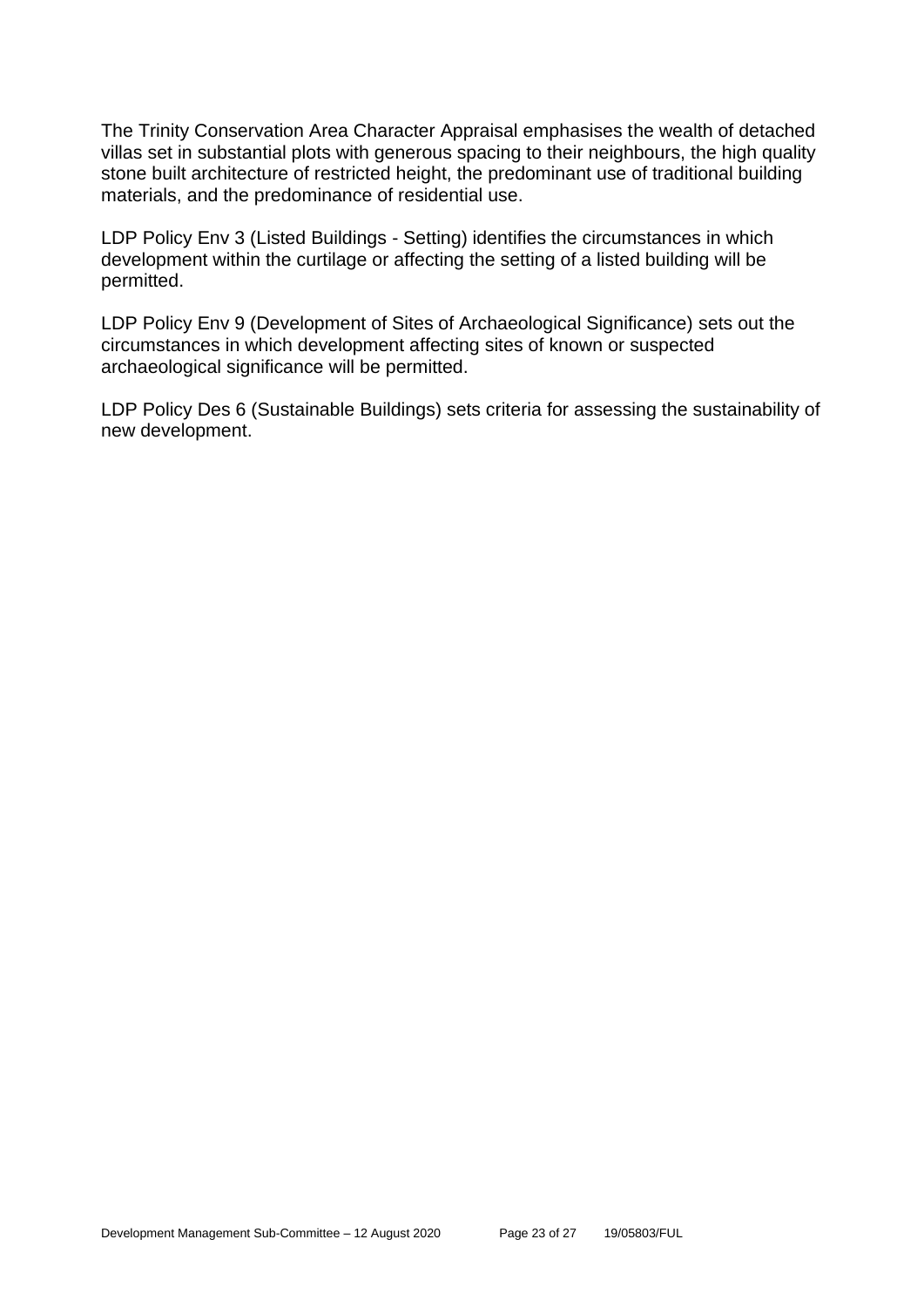The Trinity Conservation Area Character Appraisal emphasises the wealth of detached villas set in substantial plots with generous spacing to their neighbours, the high quality stone built architecture of restricted height, the predominant use of traditional building materials, and the predominance of residential use.

LDP Policy Env 3 (Listed Buildings - Setting) identifies the circumstances in which development within the curtilage or affecting the setting of a listed building will be permitted.

LDP Policy Env 9 (Development of Sites of Archaeological Significance) sets out the circumstances in which development affecting sites of known or suspected archaeological significance will be permitted.

LDP Policy Des 6 (Sustainable Buildings) sets criteria for assessing the sustainability of new development.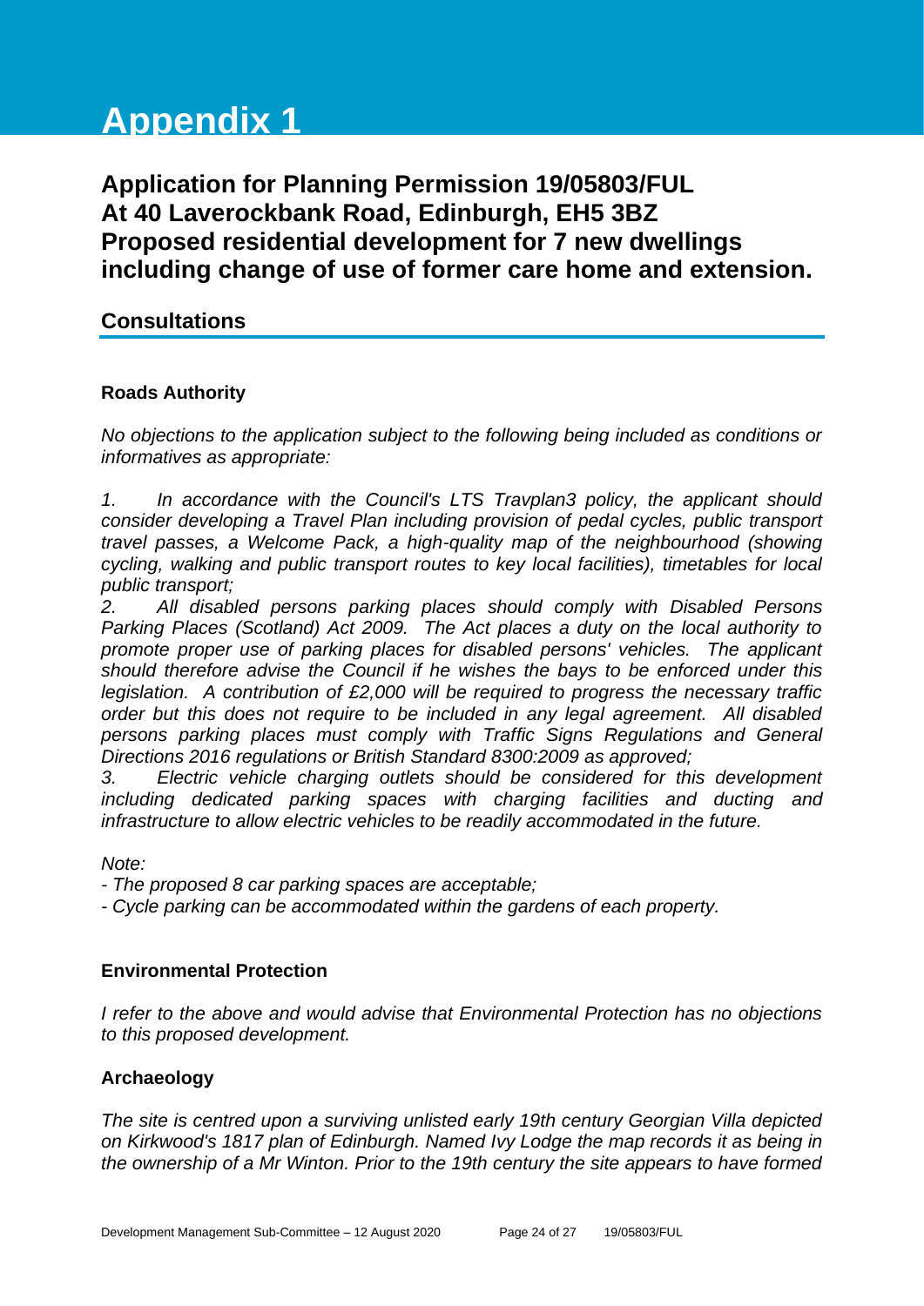# Appendix 1

## Application for Planning Permission 19/05803/FUL
## At 40 Laverockbank Road, Edinburgh, EH5 3BZ
## Proposed residential development for 7 new dwellings including change of use of former care home and extension.

## Consultations

### Roads Authority

*No objections to the application subject to the following being included as conditions or informatives as appropriate:*

*1. In accordance with the Council's LTS Travplan3 policy, the applicant should consider developing a Travel Plan including provision of pedal cycles, public transport travel passes, a Welcome Pack, a high-quality map of the neighbourhood (showing cycling, walking and public transport routes to key local facilities), timetables for local public transport;*

*2. All disabled persons parking places should comply with Disabled Persons Parking Places (Scotland) Act 2009. The Act places a duty on the local authority to promote proper use of parking places for disabled persons' vehicles. The applicant should therefore advise the Council if he wishes the bays to be enforced under this legislation. A contribution of £2,000 will be required to progress the necessary traffic order but this does not require to be included in any legal agreement. All disabled persons parking places must comply with Traffic Signs Regulations and General Directions 2016 regulations or British Standard 8300:2009 as approved;*

*3. Electric vehicle charging outlets should be considered for this development including dedicated parking spaces with charging facilities and ducting and infrastructure to allow electric vehicles to be readily accommodated in the future.*

*Note:*

*- The proposed 8 car parking spaces are acceptable;*

*- Cycle parking can be accommodated within the gardens of each property.*

### Environmental Protection

*I refer to the above and would advise that Environmental Protection has no objections to this proposed development.*

### Archaeology

*The site is centred upon a surviving unlisted early 19th century Georgian Villa depicted on Kirkwood's 1817 plan of Edinburgh. Named Ivy Lodge the map records it as being in the ownership of a Mr Winton. Prior to the 19th century the site appears to have formed*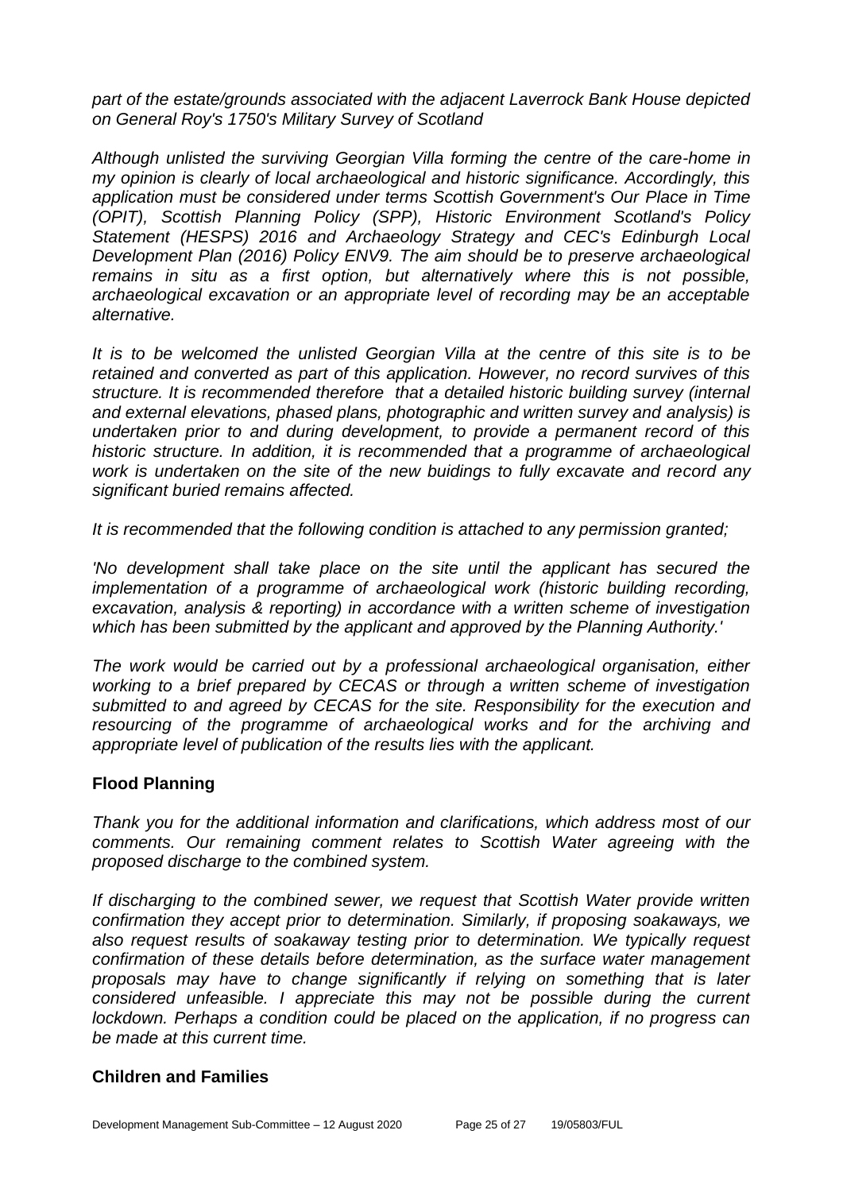*part of the estate/grounds associated with the adjacent Laverrock Bank House depicted on General Roy's 1750's Military Survey of Scotland*

*Although unlisted the surviving Georgian Villa forming the centre of the care-home in my opinion is clearly of local archaeological and historic significance. Accordingly, this application must be considered under terms Scottish Government's Our Place in Time (OPIT), Scottish Planning Policy (SPP), Historic Environment Scotland's Policy Statement (HESPS) 2016 and Archaeology Strategy and CEC's Edinburgh Local Development Plan (2016) Policy ENV9. The aim should be to preserve archaeological remains in situ as a first option, but alternatively where this is not possible, archaeological excavation or an appropriate level of recording may be an acceptable alternative.*

*It is to be welcomed the unlisted Georgian Villa at the centre of this site is to be retained and converted as part of this application. However, no record survives of this structure. It is recommended therefore that a detailed historic building survey (internal and external elevations, phased plans, photographic and written survey and analysis) is undertaken prior to and during development, to provide a permanent record of this historic structure. In addition, it is recommended that a programme of archaeological work is undertaken on the site of the new buidings to fully excavate and record any significant buried remains affected.*

*It is recommended that the following condition is attached to any permission granted;*

*'No development shall take place on the site until the applicant has secured the implementation of a programme of archaeological work (historic building recording, excavation, analysis & reporting) in accordance with a written scheme of investigation which has been submitted by the applicant and approved by the Planning Authority.'*

*The work would be carried out by a professional archaeological organisation, either working to a brief prepared by CECAS or through a written scheme of investigation submitted to and agreed by CECAS for the site. Responsibility for the execution and resourcing of the programme of archaeological works and for the archiving and appropriate level of publication of the results lies with the applicant.*

## Flood Planning

*Thank you for the additional information and clarifications, which address most of our comments. Our remaining comment relates to Scottish Water agreeing with the proposed discharge to the combined system.*

*If discharging to the combined sewer, we request that Scottish Water provide written confirmation they accept prior to determination. Similarly, if proposing soakaways, we also request results of soakaway testing prior to determination. We typically request confirmation of these details before determination, as the surface water management proposals may have to change significantly if relying on something that is later considered unfeasible. I appreciate this may not be possible during the current lockdown. Perhaps a condition could be placed on the application, if no progress can be made at this current time.*

## Children and Families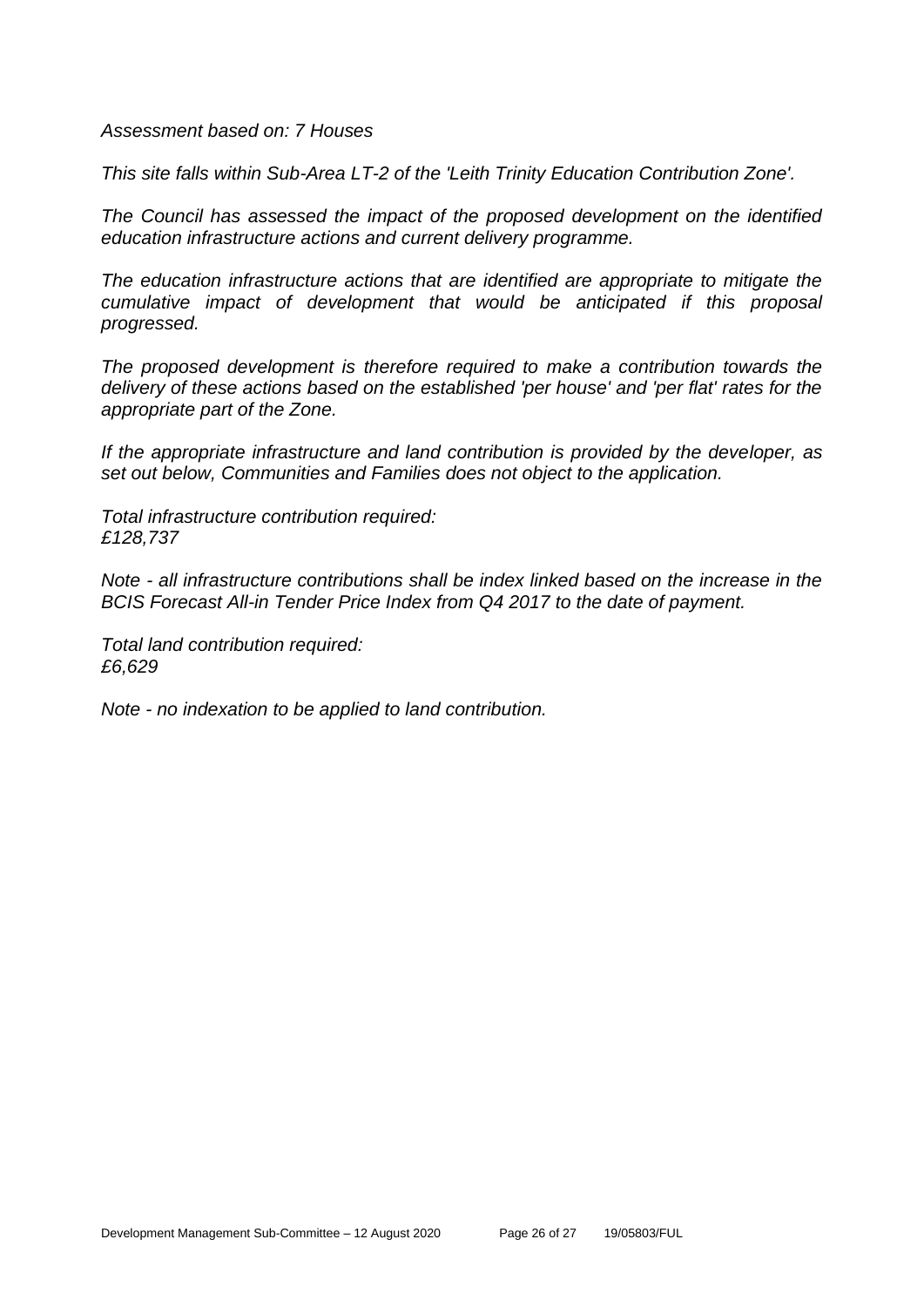*Assessment based on: 7 Houses*

*This site falls within Sub-Area LT-2 of the 'Leith Trinity Education Contribution Zone'.*

*The Council has assessed the impact of the proposed development on the identified education infrastructure actions and current delivery programme.*

*The education infrastructure actions that are identified are appropriate to mitigate the cumulative impact of development that would be anticipated if this proposal progressed.*

*The proposed development is therefore required to make a contribution towards the delivery of these actions based on the established 'per house' and 'per flat' rates for the appropriate part of the Zone.*

*If the appropriate infrastructure and land contribution is provided by the developer, as set out below, Communities and Families does not object to the application.*

*Total infrastructure contribution required:*
*£128,737*

*Note - all infrastructure contributions shall be index linked based on the increase in the BCIS Forecast All-in Tender Price Index from Q4 2017 to the date of payment.*

*Total land contribution required:*
*£6,629*

*Note - no indexation to be applied to land contribution.*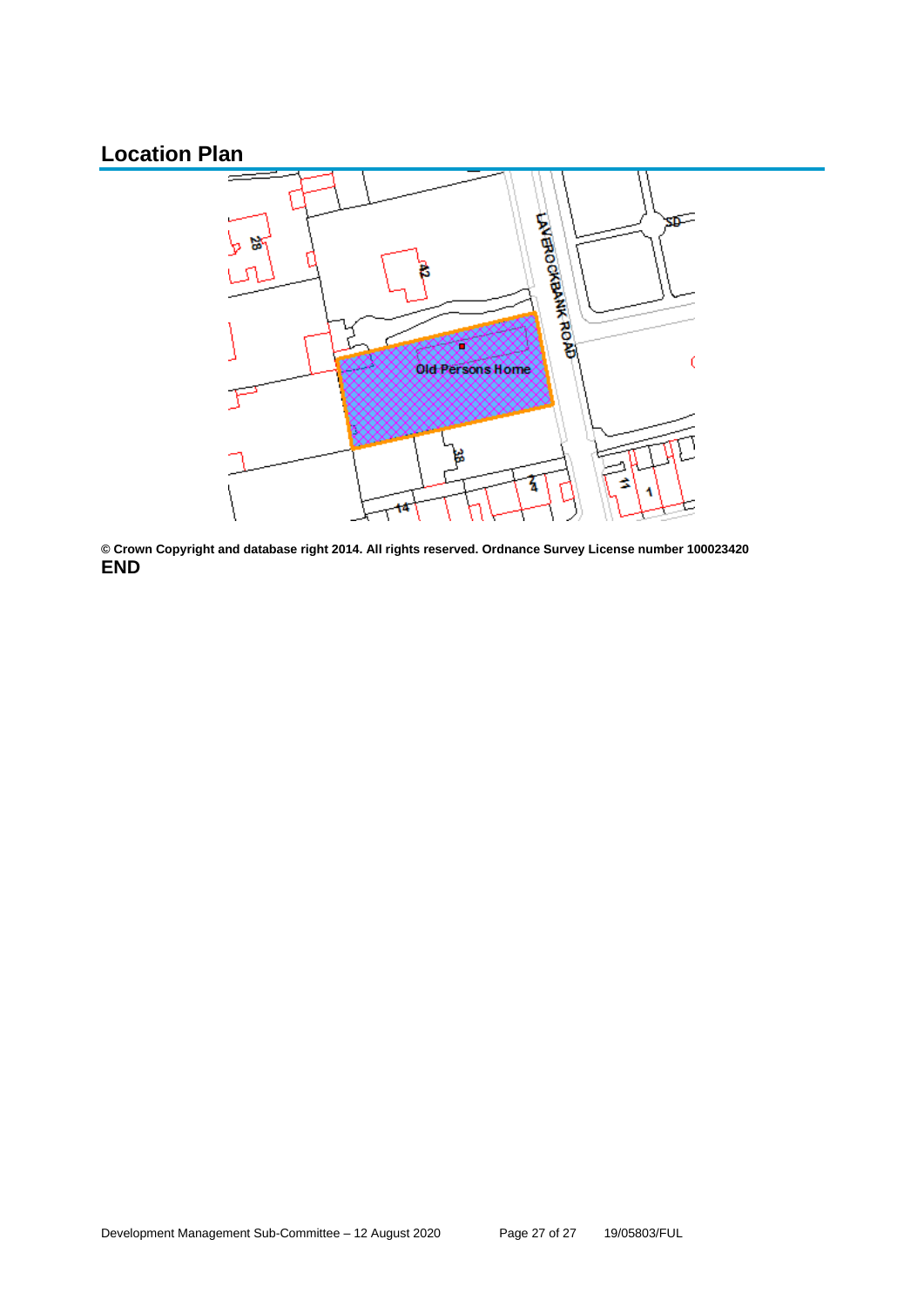## Location Plan

LAVEROCKBANK ROAD

Old Persons Home

28

42

38

14

24

11

1

SD

**© Crown Copyright and database right 2014. All rights reserved. Ordnance Survey License number 100023420**

**END**